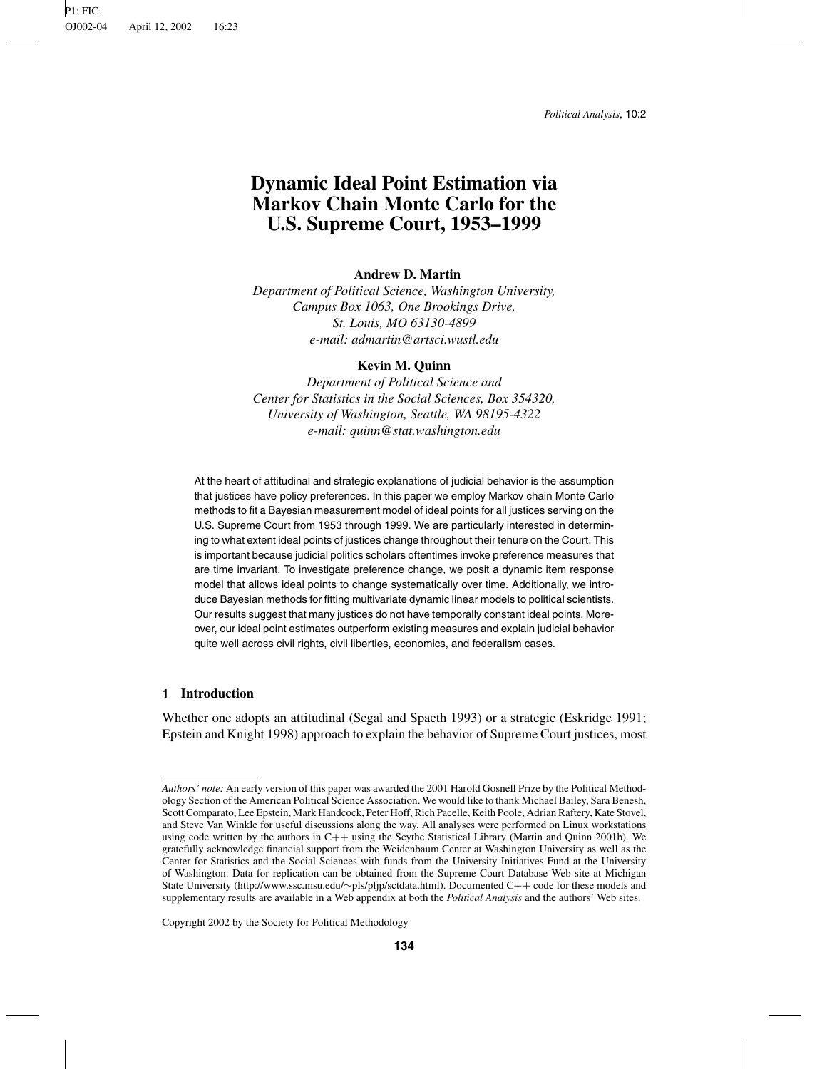# Dynamic Ideal Point Estimation via Markov Chain Monte Carlo for the U.S. Supreme Court, 1953–1999

**Andrew D. Martin**

*Department of Political Science, Washington University, Campus Box 1063, One Brookings Drive, St. Louis, MO 63130-4899*
*e-mail: admartin@artsci.wustl.edu*

**Kevin M. Quinn**

*Department of Political Science and Center for Statistics in the Social Sciences, Box 354320, University of Washington, Seattle, WA 98195-4322*
*e-mail: quinn@stat.washington.edu*

At the heart of attitudinal and strategic explanations of judicial behavior is the assumption that justices have policy preferences. In this paper we employ Markov chain Monte Carlo methods to fit a Bayesian measurement model of ideal points for all justices serving on the U.S. Supreme Court from 1953 through 1999. We are particularly interested in determining to what extent ideal points of justices change throughout their tenure on the Court. This is important because judicial politics scholars oftentimes invoke preference measures that are time invariant. To investigate preference change, we posit a dynamic item response model that allows ideal points to change systematically over time. Additionally, we introduce Bayesian methods for fitting multivariate dynamic linear models to political scientists. Our results suggest that many justices do not have temporally constant ideal points. Moreover, our ideal point estimates outperform existing measures and explain judicial behavior quite well across civil rights, civil liberties, economics, and federalism cases.

## 1 Introduction

Whether one adopts an attitudinal (Segal and Spaeth 1993) or a strategic (Eskridge 1991; Epstein and Knight 1998) approach to explain the behavior of Supreme Court justices, most

---

*Authors' note:* An early version of this paper was awarded the 2001 Harold Gosnell Prize by the Political Methodology Section of the American Political Science Association. We would like to thank Michael Bailey, Sara Benesh, Scott Comparato, Lee Epstein, Mark Handcock, Peter Hoff, Rich Pacelle, Keith Poole, Adrian Raftery, Kate Stovel, and Steve Van Winkle for useful discussions along the way. All analyses were performed on Linux workstations using code written by the authors in C++ using the Scythe Statistical Library (Martin and Quinn 2001b). We gratefully acknowledge financial support from the Weidenbaum Center at Washington University as well as the Center for Statistics and the Social Sciences with funds from the University Initiatives Fund at the University of Washington. Data for replication can be obtained from the Supreme Court Database Web site at Michigan State University (http://www.ssc.msu.edu/~pls/pljp/sctdata.html). Documented C++ code for these models and supplementary results are available in a Web appendix at both the *Political Analysis* and the authors' Web sites.

Copyright 2002 by the Society for Political Methodology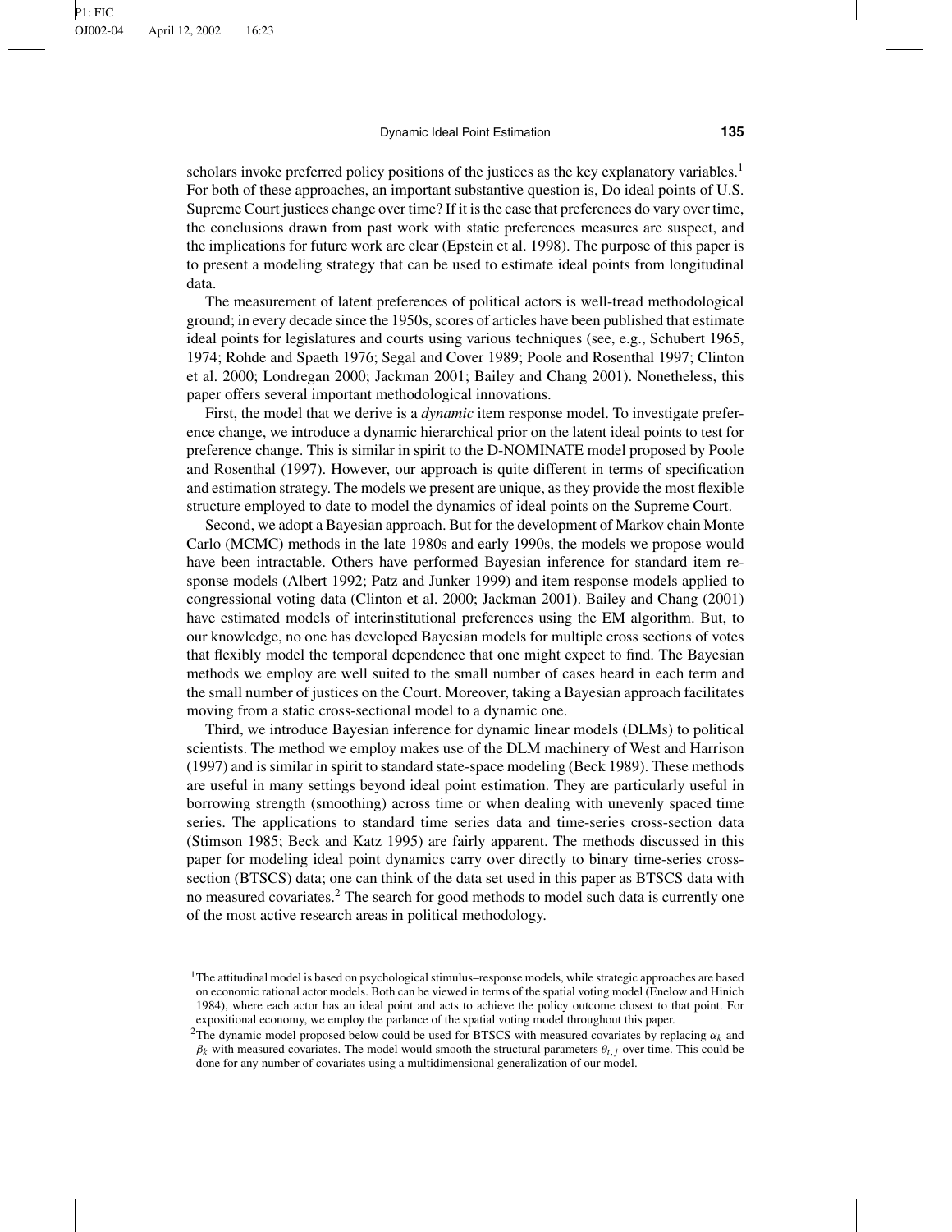scholars invoke preferred policy positions of the justices as the key explanatory variables.[1] For both of these approaches, an important substantive question is, Do ideal points of U.S. Supreme Court justices change over time? If it is the case that preferences do vary over time, the conclusions drawn from past work with static preferences measures are suspect, and the implications for future work are clear (Epstein et al. 1998). The purpose of this paper is to present a modeling strategy that can be used to estimate ideal points from longitudinal data.

The measurement of latent preferences of political actors is well-tread methodological ground; in every decade since the 1950s, scores of articles have been published that estimate ideal points for legislatures and courts using various techniques (see, e.g., Schubert 1965, 1974; Rohde and Spaeth 1976; Segal and Cover 1989; Poole and Rosenthal 1997; Clinton et al. 2000; Londregan 2000; Jackman 2001; Bailey and Chang 2001). Nonetheless, this paper offers several important methodological innovations.

First, the model that we derive is a *dynamic* item response model. To investigate preference change, we introduce a dynamic hierarchical prior on the latent ideal points to test for preference change. This is similar in spirit to the D-NOMINATE model proposed by Poole and Rosenthal (1997). However, our approach is quite different in terms of specification and estimation strategy. The models we present are unique, as they provide the most flexible structure employed to date to model the dynamics of ideal points on the Supreme Court.

Second, we adopt a Bayesian approach. But for the development of Markov chain Monte Carlo (MCMC) methods in the late 1980s and early 1990s, the models we propose would have been intractable. Others have performed Bayesian inference for standard item response models (Albert 1992; Patz and Junker 1999) and item response models applied to congressional voting data (Clinton et al. 2000; Jackman 2001). Bailey and Chang (2001) have estimated models of interinstitutional preferences using the EM algorithm. But, to our knowledge, no one has developed Bayesian models for multiple cross sections of votes that flexibly model the temporal dependence that one might expect to find. The Bayesian methods we employ are well suited to the small number of cases heard in each term and the small number of justices on the Court. Moreover, taking a Bayesian approach facilitates moving from a static cross-sectional model to a dynamic one.

Third, we introduce Bayesian inference for dynamic linear models (DLMs) to political scientists. The method we employ makes use of the DLM machinery of West and Harrison (1997) and is similar in spirit to standard state-space modeling (Beck 1989). These methods are useful in many settings beyond ideal point estimation. They are particularly useful in borrowing strength (smoothing) across time or when dealing with unevenly spaced time series. The applications to standard time series data and time-series cross-section data (Stimson 1985; Beck and Katz 1995) are fairly apparent. The methods discussed in this paper for modeling ideal point dynamics carry over directly to binary time-series cross-section (BTSCS) data; one can think of the data set used in this paper as BTSCS data with no measured covariates.[2] The search for good methods to model such data is currently one of the most active research areas in political methodology.

[1] The attitudinal model is based on psychological stimulus–response models, while strategic approaches are based on economic rational actor models. Both can be viewed in terms of the spatial voting model (Enelow and Hinich 1984), where each actor has an ideal point and acts to achieve the policy outcome closest to that point. For expositional economy, we employ the parlance of the spatial voting model throughout this paper.

[2] The dynamic model proposed below could be used for BTSCS with measured covariates by replacing $\alpha_k$ and $\beta_k$ with measured covariates. The model would smooth the structural parameters $\theta_{t,j}$ over time. This could be done for any number of covariates using a multidimensional generalization of our model.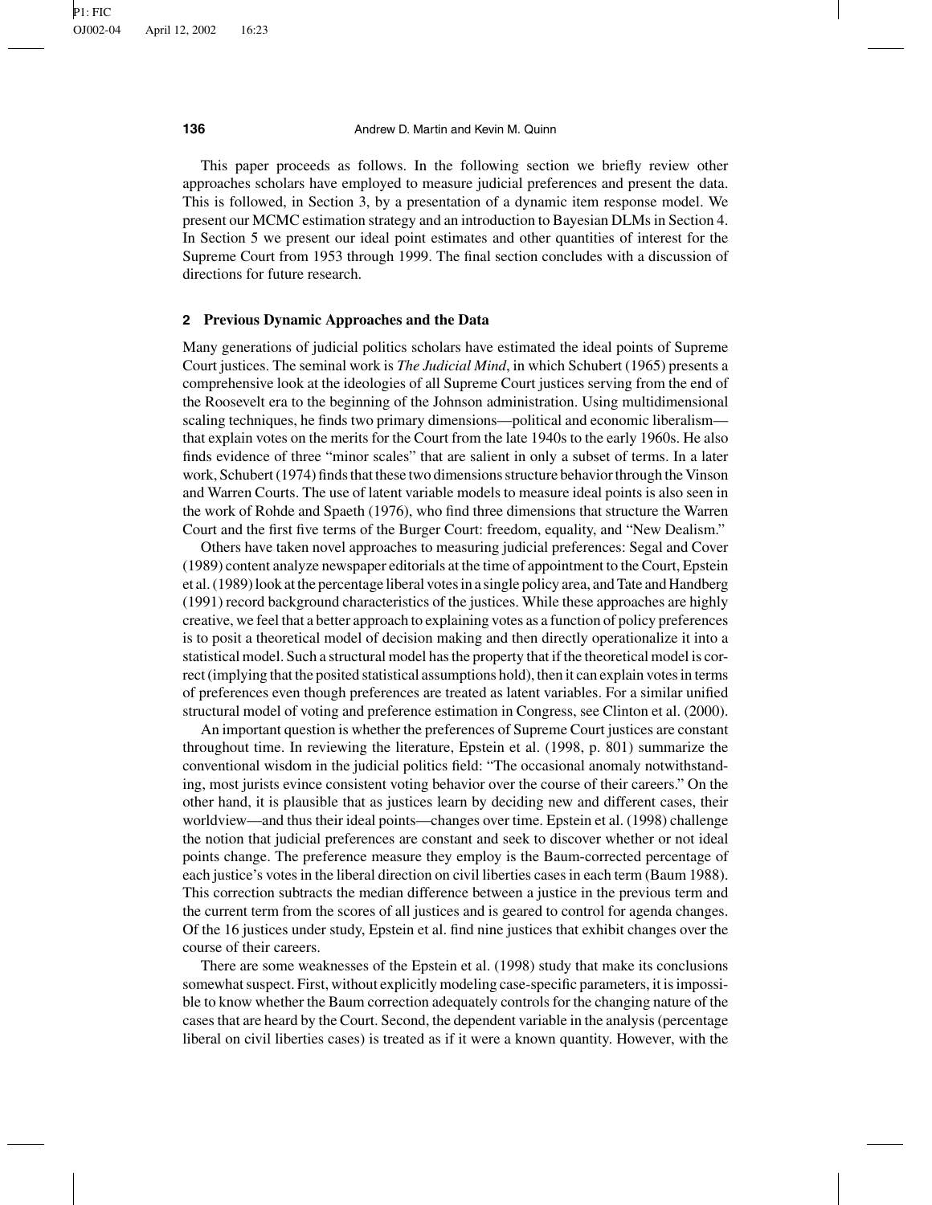This paper proceeds as follows. In the following section we briefly review other approaches scholars have employed to measure judicial preferences and present the data. This is followed, in Section 3, by a presentation of a dynamic item response model. We present our MCMC estimation strategy and an introduction to Bayesian DLMs in Section 4. In Section 5 we present our ideal point estimates and other quantities of interest for the Supreme Court from 1953 through 1999. The final section concludes with a discussion of directions for future research.

## 2 Previous Dynamic Approaches and the Data

Many generations of judicial politics scholars have estimated the ideal points of Supreme Court justices. The seminal work is *The Judicial Mind*, in which Schubert (1965) presents a comprehensive look at the ideologies of all Supreme Court justices serving from the end of the Roosevelt era to the beginning of the Johnson administration. Using multidimensional scaling techniques, he finds two primary dimensions—political and economic liberalism—that explain votes on the merits for the Court from the late 1940s to the early 1960s. He also finds evidence of three "minor scales" that are salient in only a subset of terms. In a later work, Schubert (1974) finds that these two dimensions structure behavior through the Vinson and Warren Courts. The use of latent variable models to measure ideal points is also seen in the work of Rohde and Spaeth (1976), who find three dimensions that structure the Warren Court and the first five terms of the Burger Court: freedom, equality, and "New Dealism."

Others have taken novel approaches to measuring judicial preferences: Segal and Cover (1989) content analyze newspaper editorials at the time of appointment to the Court, Epstein et al. (1989) look at the percentage liberal votes in a single policy area, and Tate and Handberg (1991) record background characteristics of the justices. While these approaches are highly creative, we feel that a better approach to explaining votes as a function of policy preferences is to posit a theoretical model of decision making and then directly operationalize it into a statistical model. Such a structural model has the property that if the theoretical model is correct (implying that the posited statistical assumptions hold), then it can explain votes in terms of preferences even though preferences are treated as latent variables. For a similar unified structural model of voting and preference estimation in Congress, see Clinton et al. (2000).

An important question is whether the preferences of Supreme Court justices are constant throughout time. In reviewing the literature, Epstein et al. (1998, p. 801) summarize the conventional wisdom in the judicial politics field: "The occasional anomaly notwithstanding, most jurists evince consistent voting behavior over the course of their careers." On the other hand, it is plausible that as justices learn by deciding new and different cases, their worldview—and thus their ideal points—changes over time. Epstein et al. (1998) challenge the notion that judicial preferences are constant and seek to discover whether or not ideal points change. The preference measure they employ is the Baum-corrected percentage of each justice's votes in the liberal direction on civil liberties cases in each term (Baum 1988). This correction subtracts the median difference between a justice in the previous term and the current term from the scores of all justices and is geared to control for agenda changes. Of the 16 justices under study, Epstein et al. find nine justices that exhibit changes over the course of their careers.

There are some weaknesses of the Epstein et al. (1998) study that make its conclusions somewhat suspect. First, without explicitly modeling case-specific parameters, it is impossible to know whether the Baum correction adequately controls for the changing nature of the cases that are heard by the Court. Second, the dependent variable in the analysis (percentage liberal on civil liberties cases) is treated as if it were a known quantity. However, with the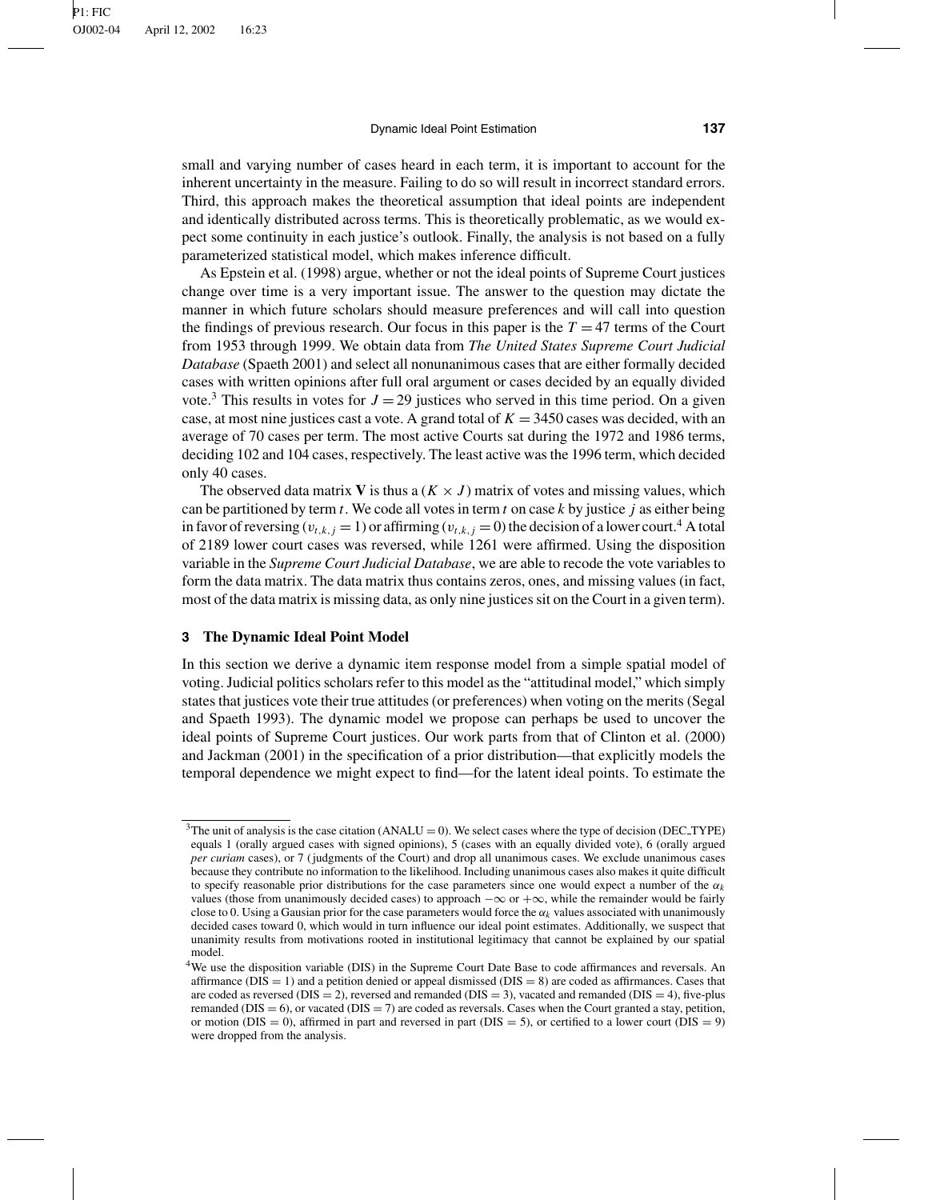small and varying number of cases heard in each term, it is important to account for the inherent uncertainty in the measure. Failing to do so will result in incorrect standard errors. Third, this approach makes the theoretical assumption that ideal points are independent and identically distributed across terms. This is theoretically problematic, as we would expect some continuity in each justice's outlook. Finally, the analysis is not based on a fully parameterized statistical model, which makes inference difficult.

As Epstein et al. (1998) argue, whether or not the ideal points of Supreme Court justices change over time is a very important issue. The answer to the question may dictate the manner in which future scholars should measure preferences and will call into question the findings of previous research. Our focus in this paper is the $T = 47$ terms of the Court from 1953 through 1999. We obtain data from *The United States Supreme Court Judicial Database* (Spaeth 2001) and select all nonunanimous cases that are either formally decided cases with written opinions after full oral argument or cases decided by an equally divided vote.[3] This results in votes for $J = 29$ justices who served in this time period. On a given case, at most nine justices cast a vote. A grand total of $K = 3450$ cases was decided, with an average of 70 cases per term. The most active Courts sat during the 1972 and 1986 terms, deciding 102 and 104 cases, respectively. The least active was the 1996 term, which decided only 40 cases.

The observed data matrix $\mathbf{V}$ is thus a $(K \times J)$ matrix of votes and missing values, which can be partitioned by term $t$. We code all votes in term $t$ on case $k$ by justice $j$ as either being in favor of reversing ($v_{t,k,j} = 1$) or affirming ($v_{t,k,j} = 0$) the decision of a lower court.[4] A total of 2189 lower court cases was reversed, while 1261 were affirmed. Using the disposition variable in the *Supreme Court Judicial Database*, we are able to recode the vote variables to form the data matrix. The data matrix thus contains zeros, ones, and missing values (in fact, most of the data matrix is missing data, as only nine justices sit on the Court in a given term).

## 3 The Dynamic Ideal Point Model

In this section we derive a dynamic item response model from a simple spatial model of voting. Judicial politics scholars refer to this model as the "attitudinal model," which simply states that justices vote their true attitudes (or preferences) when voting on the merits (Segal and Spaeth 1993). The dynamic model we propose can perhaps be used to uncover the ideal points of Supreme Court justices. Our work parts from that of Clinton et al. (2000) and Jackman (2001) in the specification of a prior distribution—that explicitly models the temporal dependence we might expect to find—for the latent ideal points. To estimate the

---

[3] The unit of analysis is the case citation (ANALU = 0). We select cases where the type of decision (DEC_TYPE) equals 1 (orally argued cases with signed opinions), 5 (cases with an equally divided vote), 6 (orally argued *per curiam* cases), or 7 (judgments of the Court) and drop all unanimous cases. We exclude unanimous cases because they contribute no information to the likelihood. Including unanimous cases also makes it quite difficult to specify reasonable prior distributions for the case parameters since one would expect a number of the $\alpha_k$ values (those from unanimously decided cases) to approach $-\infty$ or $+\infty$, while the remainder would be fairly close to 0. Using a Gausian prior for the case parameters would force the $\alpha_k$ values associated with unanimously decided cases toward 0, which would in turn influence our ideal point estimates. Additionally, we suspect that unanimity results from motivations rooted in institutional legitimacy that cannot be explained by our spatial model.

[4] We use the disposition variable (DIS) in the Supreme Court Date Base to code affirmances and reversals. An affirmance (DIS = 1) and a petition denied or appeal dismissed (DIS = 8) are coded as affirmances. Cases that are coded as reversed (DIS = 2), reversed and remanded (DIS = 3), vacated and remanded (DIS = 4), five-plus remanded (DIS = 6), or vacated (DIS = 7) are coded as reversals. Cases when the Court granted a stay, petition, or motion (DIS = 0), affirmed in part and reversed in part (DIS = 5), or certified to a lower court (DIS = 9) were dropped from the analysis.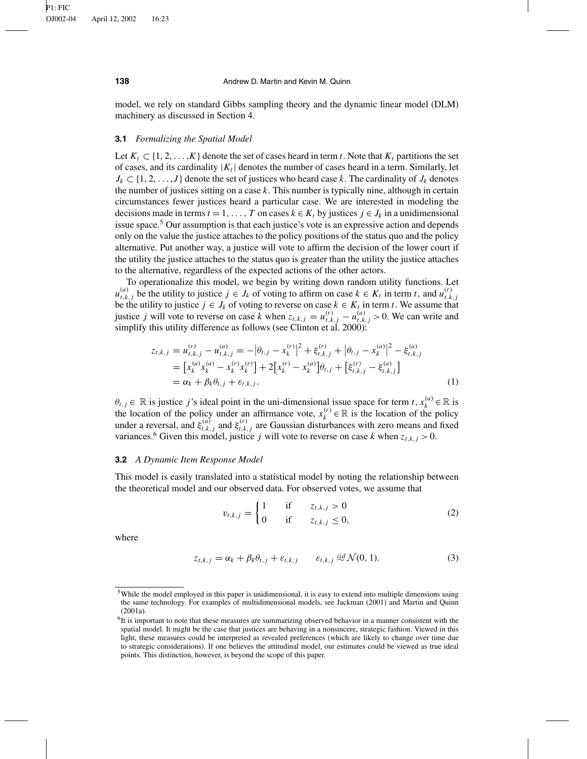model, we rely on standard Gibbs sampling theory and the dynamic linear model (DLM) machinery as discussed in Section 4.

### 3.1 *Formalizing the Spatial Model*

Let $K_t \subset \{1, 2, \ldots, K\}$ denote the set of cases heard in term $t$. Note that $K_t$ partitions the set of cases, and its cardinality $|K_t|$ denotes the number of cases heard in a term. Similarly, let $J_k \subset \{1, 2, \ldots, J\}$ denote the set of justices who heard case $k$. The cardinality of $J_k$ denotes the number of justices sitting on a case $k$. This number is typically nine, although in certain circumstances fewer justices heard a particular case. We are interested in modeling the decisions made in terms $t = 1, \ldots, T$ on cases $k \in K_t$ by justices $j \in J_k$ in a unidimensional issue space.[5] Our assumption is that each justice's vote is an expressive action and depends only on the value the justice attaches to the policy positions of the status quo and the policy alternative. Put another way, a justice will vote to affirm the decision of the lower court if the utility the justice attaches to the status quo is greater than the utility the justice attaches to the alternative, regardless of the expected actions of the other actors.

To operationalize this model, we begin by writing down random utility functions. Let $u^{(a)}_{t,k,j}$ be the utility to justice $j \in J_k$ of voting to affirm on case $k \in K_t$ in term $t$, and $u^{(r)}_{t,k,j}$ be the utility to justice $j \in J_k$ of voting to reverse on case $k \in K_t$ in term $t$. We assume that justice $j$ will vote to reverse on case $k$ when $z_{t,k,j} = u^{(r)}_{t,k,j} - u^{(a)}_{t,k,j} > 0$. We can write and simplify this utility difference as follows (see Clinton et al. 2000):

$$
\begin{aligned}
z_{t,k,j} = u^{(r)}_{t,k,j} - u^{(a)}_{t,k,j} &= -\left|\theta_{t,j} - x^{(r)}_k\right|^2 + \xi^{(r)}_{t,k,j} + \left|\theta_{t,j} - x^{(a)}_k\right|^2 - \xi^{(a)}_{t,k,j} \\
&= \left[x^{(a)}_k x^{(a)}_k - x^{(r)}_k x^{(r)}_k\right] + 2\left[x^{(r)}_k - x^{(a)}_k\right]\theta_{t,j} + \left[\xi^{(r)}_{t,k,j} - \xi^{(a)}_{t,k,j}\right] \\
&= \alpha_k + \beta_k \theta_{t,j} + \varepsilon_{t,k,j}. \qquad (1)
\end{aligned}
$$

$\theta_{t,j} \in \mathbb{R}$ is justice $j$'s ideal point in the uni-dimensional issue space for term $t$, $x^{(a)}_k \in \mathbb{R}$ is the location of the policy under an affirmance vote, $x^{(r)}_k \in \mathbb{R}$ is the location of the policy under a reversal, and $\xi^{(a)}_{t,k,j}$ and $\xi^{(r)}_{t,k,j}$ are Gaussian disturbances with zero means and fixed variances.[6] Given this model, justice $j$ will vote to reverse on case $k$ when $z_{t,k,j} > 0$.

### 3.2 *A Dynamic Item Response Model*

This model is easily translated into a statistical model by noting the relationship between the theoretical model and our observed data. For observed votes, we assume that

$$
v_{t,k,j} = \begin{cases} 1 & \text{if} \quad z_{t,k,j} > 0 \\ 0 & \text{if} \quad z_{t,k,j} \leq 0, \end{cases} \qquad (2)
$$

where

$$
z_{t,k,j} = \alpha_k + \beta_k \theta_{t,j} + \varepsilon_{t,k,j} \qquad \varepsilon_{t,k,j} \overset{iid}{\sim} \mathcal{N}(0, 1). \qquad (3)
$$

---

[5] While the model employed in this paper is unidimensional, it is easy to extend into multiple dimensions using the same technology. For examples of multidimensional models, see Jackman (2001) and Martin and Quinn (2001a).

[6] It is important to note that these measures are summarizing observed behavior in a manner consistent with the spatial model. It might be the case that justices are behaving in a nonsincere, strategic fashion. Viewed in this light, these measures could be interpreted as revealed preferences (which are likely to change over time due to strategic considerations). If one believes the attitudinal model, our estimates could be viewed as true ideal points. This distinction, however, is beyond the scope of this paper.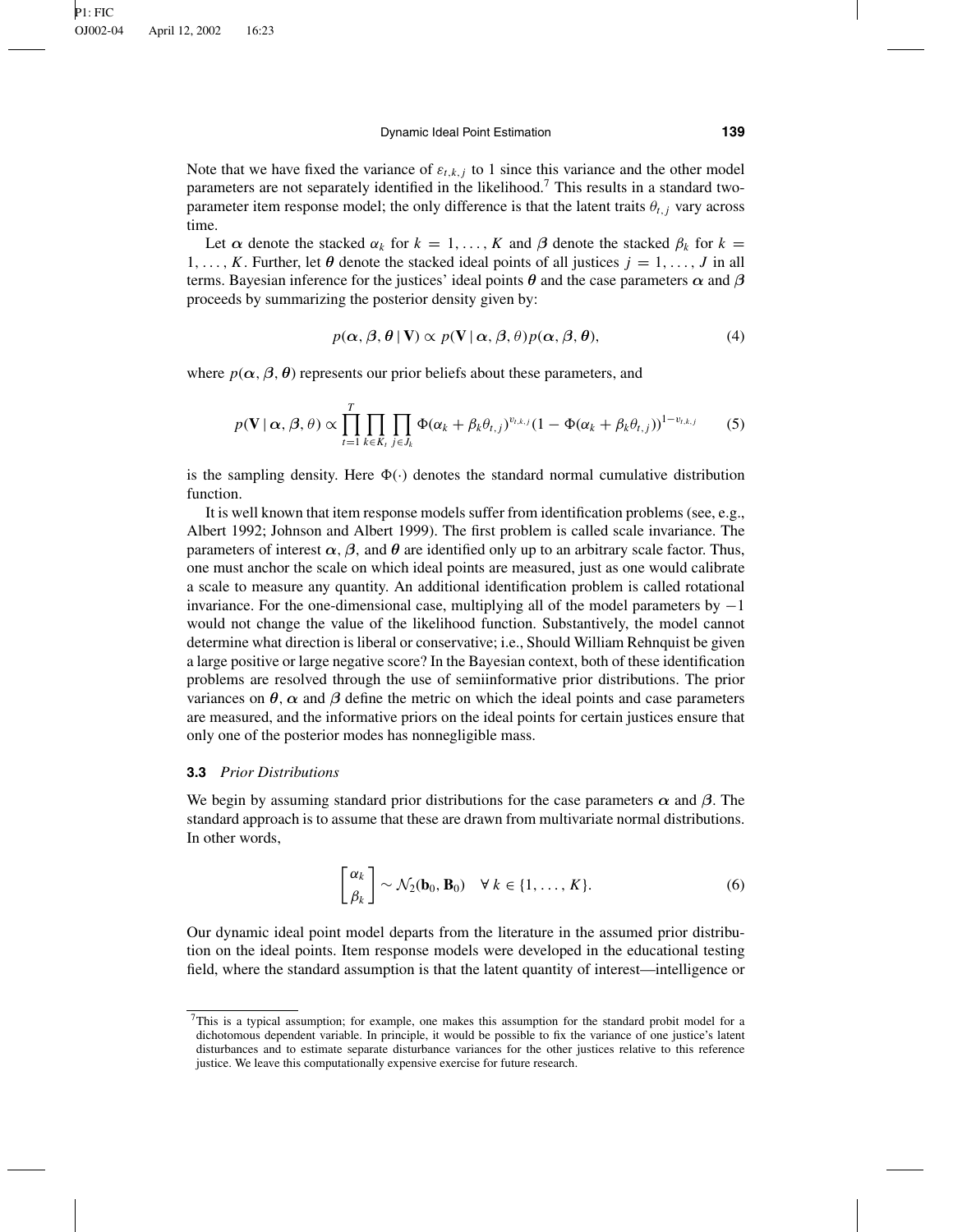Note that we have fixed the variance of $\varepsilon_{t,k,j}$ to 1 since this variance and the other model parameters are not separately identified in the likelihood.[7] This results in a standard two-parameter item response model; the only difference is that the latent traits $\theta_{t,j}$ vary across time.

Let $\boldsymbol{\alpha}$ denote the stacked $\alpha_k$ for $k = 1, \ldots, K$ and $\boldsymbol{\beta}$ denote the stacked $\beta_k$ for $k = 1, \ldots, K$. Further, let $\boldsymbol{\theta}$ denote the stacked ideal points of all justices $j = 1, \ldots, J$ in all terms. Bayesian inference for the justices' ideal points $\boldsymbol{\theta}$ and the case parameters $\boldsymbol{\alpha}$ and $\boldsymbol{\beta}$ proceeds by summarizing the posterior density given by:

$$p(\boldsymbol{\alpha}, \boldsymbol{\beta}, \boldsymbol{\theta} \mid \mathbf{V}) \propto p(\mathbf{V} \mid \boldsymbol{\alpha}, \boldsymbol{\beta}, \theta) p(\boldsymbol{\alpha}, \boldsymbol{\beta}, \boldsymbol{\theta}), \tag{4}$$

where $p(\boldsymbol{\alpha}, \boldsymbol{\beta}, \boldsymbol{\theta})$ represents our prior beliefs about these parameters, and

$$p(\mathbf{V} \mid \boldsymbol{\alpha}, \boldsymbol{\beta}, \theta) \propto \prod_{t=1}^{T} \prod_{k \in K_t} \prod_{j \in J_k} \Phi(\alpha_k + \beta_k \theta_{t,j})^{v_{t,k,j}} (1 - \Phi(\alpha_k + \beta_k \theta_{t,j}))^{1 - v_{t,k,j}} \tag{5}$$

is the sampling density. Here $\Phi(\cdot)$ denotes the standard normal cumulative distribution function.

It is well known that item response models suffer from identification problems (see, e.g., Albert 1992; Johnson and Albert 1999). The first problem is called scale invariance. The parameters of interest $\boldsymbol{\alpha}$, $\boldsymbol{\beta}$, and $\boldsymbol{\theta}$ are identified only up to an arbitrary scale factor. Thus, one must anchor the scale on which ideal points are measured, just as one would calibrate a scale to measure any quantity. An additional identification problem is called rotational invariance. For the one-dimensional case, multiplying all of the model parameters by $-1$ would not change the value of the likelihood function. Substantively, the model cannot determine what direction is liberal or conservative; i.e., Should William Rehnquist be given a large positive or large negative score? In the Bayesian context, both of these identification problems are resolved through the use of semiinformative prior distributions. The prior variances on $\boldsymbol{\theta}$, $\boldsymbol{\alpha}$ and $\boldsymbol{\beta}$ define the metric on which the ideal points and case parameters are measured, and the informative priors on the ideal points for certain justices ensure that only one of the posterior modes has nonnegligible mass.

### **3.3** *Prior Distributions*

We begin by assuming standard prior distributions for the case parameters $\boldsymbol{\alpha}$ and $\boldsymbol{\beta}$. The standard approach is to assume that these are drawn from multivariate normal distributions. In other words,

$$\begin{bmatrix} \alpha_k \\ \beta_k \end{bmatrix} \sim \mathcal{N}_2(\mathbf{b}_0, \mathbf{B}_0) \quad \forall\, k \in \{1, \ldots, K\}. \tag{6}$$

Our dynamic ideal point model departs from the literature in the assumed prior distribution on the ideal points. Item response models were developed in the educational testing field, where the standard assumption is that the latent quantity of interest—intelligence or

---

[7] This is a typical assumption; for example, one makes this assumption for the standard probit model for a dichotomous dependent variable. In principle, it would be possible to fix the variance of one justice's latent disturbances and to estimate separate disturbance variances for the other justices relative to this reference justice. We leave this computationally expensive exercise for future research.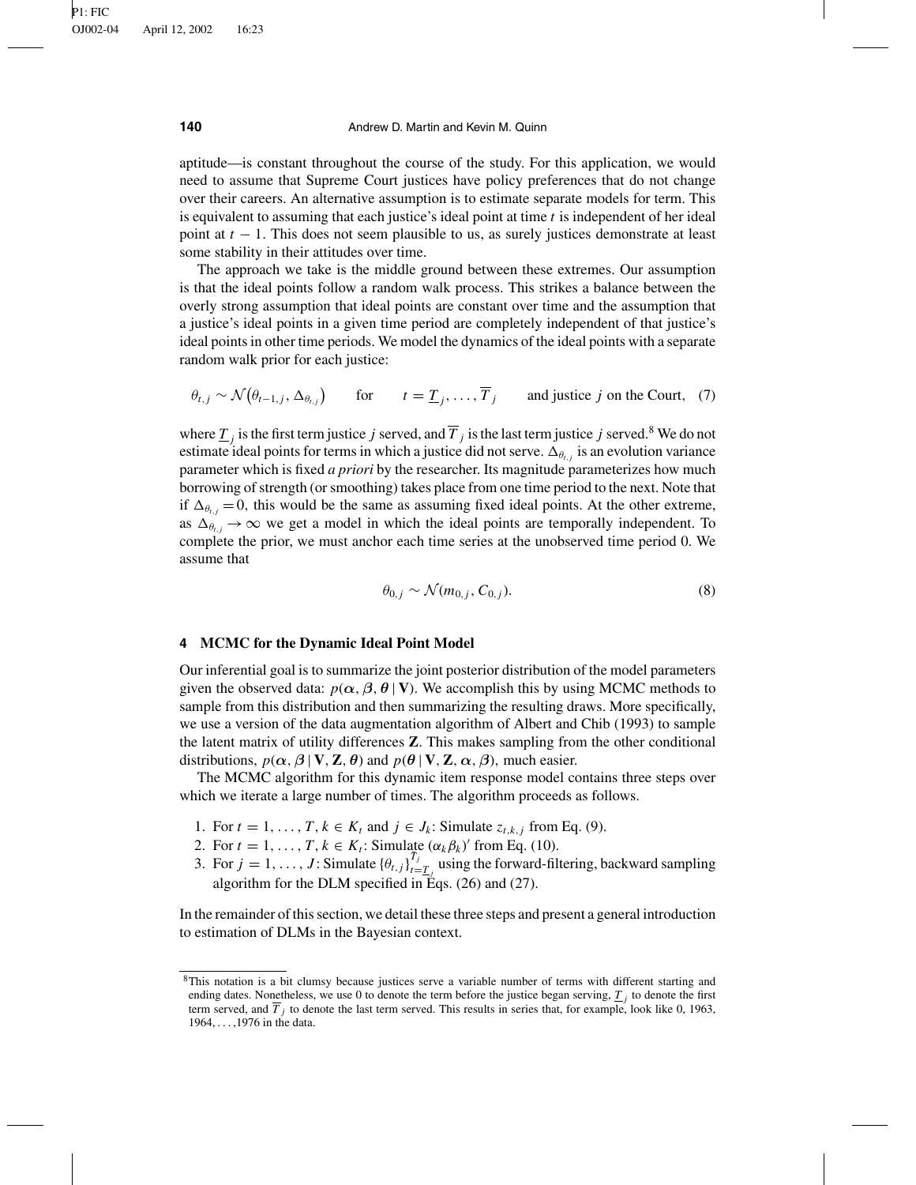aptitude—is constant throughout the course of the study. For this application, we would need to assume that Supreme Court justices have policy preferences that do not change over their careers. An alternative assumption is to estimate separate models for term. This is equivalent to assuming that each justice's ideal point at time $t$ is independent of her ideal point at $t - 1$. This does not seem plausible to us, as surely justices demonstrate at least some stability in their attitudes over time.

The approach we take is the middle ground between these extremes. Our assumption is that the ideal points follow a random walk process. This strikes a balance between the overly strong assumption that ideal points are constant over time and the assumption that a justice's ideal points in a given time period are completely independent of that justice's ideal points in other time periods. We model the dynamics of the ideal points with a separate random walk prior for each justice:

$$\theta_{t,j} \sim \mathcal{N}\left(\theta_{t-1,j}, \Delta_{\theta_{t,j}}\right) \qquad \text{for} \qquad t = \underline{T}_j, \ldots, \overline{T}_j \qquad \text{and justice } j \text{ on the Court,} \quad (7)$$

where $\underline{T}_j$ is the first term justice $j$ served, and $\overline{T}_j$ is the last term justice $j$ served.[8] We do not estimate ideal points for terms in which a justice did not serve. $\Delta_{\theta_{t,j}}$ is an evolution variance parameter which is fixed *a priori* by the researcher. Its magnitude parameterizes how much borrowing of strength (or smoothing) takes place from one time period to the next. Note that if $\Delta_{\theta_{t,j}} = 0$, this would be the same as assuming fixed ideal points. At the other extreme, as $\Delta_{\theta_{t,j}} \to \infty$ we get a model in which the ideal points are temporally independent. To complete the prior, we must anchor each time series at the unobserved time period 0. We assume that

$$\theta_{0,j} \sim \mathcal{N}(m_{0,j}, C_{0,j}). \quad (8)$$

## 4 MCMC for the Dynamic Ideal Point Model

Our inferential goal is to summarize the joint posterior distribution of the model parameters given the observed data: $p(\boldsymbol{\alpha}, \boldsymbol{\beta}, \boldsymbol{\theta} \mid \mathbf{V})$. We accomplish this by using MCMC methods to sample from this distribution and then summarizing the resulting draws. More specifically, we use a version of the data augmentation algorithm of Albert and Chib (1993) to sample the latent matrix of utility differences $\mathbf{Z}$. This makes sampling from the other conditional distributions, $p(\boldsymbol{\alpha}, \boldsymbol{\beta} \mid \mathbf{V}, \mathbf{Z}, \boldsymbol{\theta})$ and $p(\boldsymbol{\theta} \mid \mathbf{V}, \mathbf{Z}, \boldsymbol{\alpha}, \boldsymbol{\beta})$, much easier.

The MCMC algorithm for this dynamic item response model contains three steps over which we iterate a large number of times. The algorithm proceeds as follows.

1. For $t = 1, \ldots, T$, $k \in K_t$ and $j \in J_k$: Simulate $z_{t,k,j}$ from Eq. (9).
2. For $t = 1, \ldots, T$, $k \in K_t$: Simulate $(\alpha_k \beta_k)'$ from Eq. (10).
3. For $j = 1, \ldots, J$: Simulate $\{\theta_{t,j}\}_{t=\underline{T}_j}^{\overline{T}_j}$ using the forward-filtering, backward sampling algorithm for the DLM specified in Eqs. (26) and (27).

In the remainder of this section, we detail these three steps and present a general introduction to estimation of DLMs in the Bayesian context.

[8] This notation is a bit clumsy because justices serve a variable number of terms with different starting and ending dates. Nonetheless, we use 0 to denote the term before the justice began serving, $\underline{T}_j$ to denote the first term served, and $\overline{T}_j$ to denote the last term served. This results in series that, for example, look like 0, 1963, 1964, ..., 1976 in the data.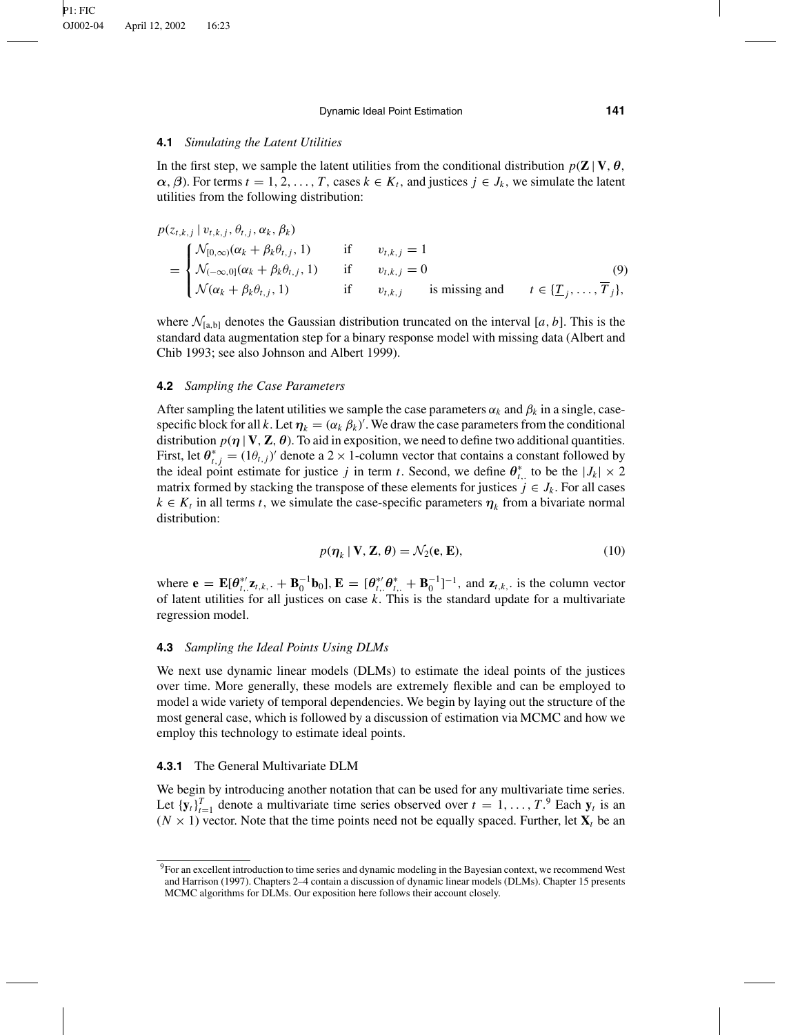### 4.1 *Simulating the Latent Utilities*

In the first step, we sample the latent utilities from the conditional distribution $p(\mathbf{Z} \mid \mathbf{V}, \boldsymbol{\theta}, \boldsymbol{\alpha}, \boldsymbol{\beta})$. For terms $t = 1, 2, \ldots, T$, cases $k \in K_t$, and justices $j \in J_k$, we simulate the latent utilities from the following distribution:

$$
p(z_{t,k,j} \mid v_{t,k,j}, \theta_{t,j}, \alpha_k, \beta_k)
= \begin{cases} \mathcal{N}_{[0,\infty)}(\alpha_k + \beta_k \theta_{t,j}, 1) & \text{if} \quad v_{t,k,j} = 1 \\ \mathcal{N}_{(-\infty,0]}(\alpha_k + \beta_k \theta_{t,j}, 1) & \text{if} \quad v_{t,k,j} = 0 \\ \mathcal{N}(\alpha_k + \beta_k \theta_{t,j}, 1) & \text{if} \quad v_{t,k,j} \quad \text{is missing and} \quad t \in \{\underline{T}_j, \ldots, \overline{T}_j\}, \end{cases} \tag{9}
$$

where $\mathcal{N}_{[a,b]}$ denotes the Gaussian distribution truncated on the interval $[a, b]$. This is the standard data augmentation step for a binary response model with missing data (Albert and Chib 1993; see also Johnson and Albert 1999).

### 4.2 *Sampling the Case Parameters*

After sampling the latent utilities we sample the case parameters $\alpha_k$ and $\beta_k$ in a single, case-specific block for all $k$. Let $\boldsymbol{\eta}_k = (\alpha_k \; \beta_k)'$. We draw the case parameters from the conditional distribution $p(\boldsymbol{\eta} \mid \mathbf{V}, \mathbf{Z}, \boldsymbol{\theta})$. To aid in exposition, we need to define two additional quantities. First, let $\boldsymbol{\theta}^*_{t,j} = (1 \theta_{t,j})'$ denote a $2 \times 1$-column vector that contains a constant followed by the ideal point estimate for justice $j$ in term $t$. Second, we define $\boldsymbol{\theta}^*_{t,\cdot}$ to be the $|J_k| \times 2$ matrix formed by stacking the transpose of these elements for justices $j \in J_k$. For all cases $k \in K_t$ in all terms $t$, we simulate the case-specific parameters $\boldsymbol{\eta}_k$ from a bivariate normal distribution:

$$
p(\boldsymbol{\eta}_k \mid \mathbf{V}, \mathbf{Z}, \boldsymbol{\theta}) = \mathcal{N}_2(\mathbf{e}, \mathbf{E}), \tag{10}
$$

where $\mathbf{e} = \mathbf{E}[\boldsymbol{\theta}^{*\prime}_{t,\cdot} \mathbf{z}_{t,k,\cdot} + \mathbf{B}_0^{-1} \mathbf{b}_0]$, $\mathbf{E} = [\boldsymbol{\theta}^{*\prime}_{t,\cdot} \boldsymbol{\theta}^*_{t,\cdot} + \mathbf{B}_0^{-1}]^{-1}$, and $\mathbf{z}_{t,k,\cdot}$ is the column vector of latent utilities for all justices on case $k$. This is the standard update for a multivariate regression model.

### 4.3 *Sampling the Ideal Points Using DLMs*

We next use dynamic linear models (DLMs) to estimate the ideal points of the justices over time. More generally, these models are extremely flexible and can be employed to model a wide variety of temporal dependencies. We begin by laying out the structure of the most general case, which is followed by a discussion of estimation via MCMC and how we employ this technology to estimate ideal points.

#### 4.3.1 The General Multivariate DLM

We begin by introducing another notation that can be used for any multivariate time series. Let $\{\mathbf{y}_t\}_{t=1}^T$ denote a multivariate time series observed over $t = 1, \ldots, T$.[9] Each $\mathbf{y}_t$ is an $(N \times 1)$ vector. Note that the time points need not be equally spaced. Further, let $\mathbf{X}_t$ be an

[9] For an excellent introduction to time series and dynamic modeling in the Bayesian context, we recommend West and Harrison (1997). Chapters 2–4 contain a discussion of dynamic linear models (DLMs). Chapter 15 presents MCMC algorithms for DLMs. Our exposition here follows their account closely.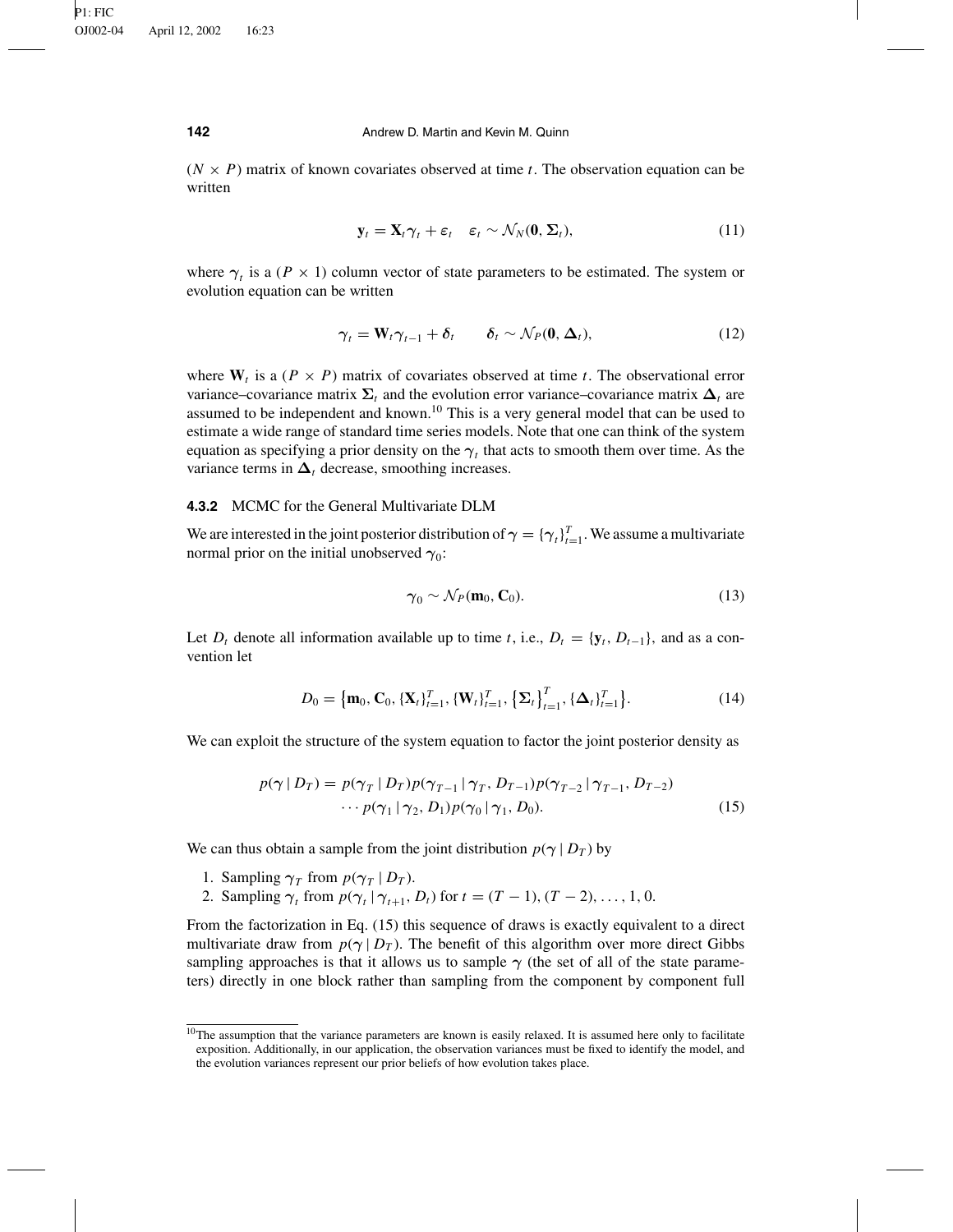$(N \times P)$ matrix of known covariates observed at time $t$. The observation equation can be written

$$\mathbf{y}_t = \mathbf{X}_t \boldsymbol{\gamma}_t + \boldsymbol{\varepsilon}_t \quad \boldsymbol{\varepsilon}_t \sim \mathcal{N}_N(\mathbf{0}, \boldsymbol{\Sigma}_t), \tag{11}$$

where $\boldsymbol{\gamma}_t$ is a $(P \times 1)$ column vector of state parameters to be estimated. The system or evolution equation can be written

$$\boldsymbol{\gamma}_t = \mathbf{W}_t \boldsymbol{\gamma}_{t-1} + \boldsymbol{\delta}_t \qquad \boldsymbol{\delta}_t \sim \mathcal{N}_P(\mathbf{0}, \boldsymbol{\Delta}_t), \tag{12}$$

where $\mathbf{W}_t$ is a $(P \times P)$ matrix of covariates observed at time $t$. The observational error variance–covariance matrix $\boldsymbol{\Sigma}_t$ and the evolution error variance–covariance matrix $\boldsymbol{\Delta}_t$ are assumed to be independent and known.[10] This is a very general model that can be used to estimate a wide range of standard time series models. Note that one can think of the system equation as specifying a prior density on the $\boldsymbol{\gamma}_t$ that acts to smooth them over time. As the variance terms in $\boldsymbol{\Delta}_t$ decrease, smoothing increases.

#### 4.3.2 MCMC for the General Multivariate DLM

We are interested in the joint posterior distribution of $\boldsymbol{\gamma} = \{\boldsymbol{\gamma}_t\}_{t=1}^T$. We assume a multivariate normal prior on the initial unobserved $\boldsymbol{\gamma}_0$:

$$\boldsymbol{\gamma}_0 \sim \mathcal{N}_P(\mathbf{m}_0, \mathbf{C}_0). \tag{13}$$

Let $D_t$ denote all information available up to time $t$, i.e., $D_t = \{\mathbf{y}_t, D_{t-1}\}$, and as a convention let

$$D_0 = \left\{\mathbf{m}_0, \mathbf{C}_0, \{\mathbf{X}_t\}_{t=1}^T, \{\mathbf{W}_t\}_{t=1}^T, \left\{\boldsymbol{\Sigma}_t\right\}_{t=1}^T, \{\boldsymbol{\Delta}_t\}_{t=1}^T\right\}. \tag{14}$$

We can exploit the structure of the system equation to factor the joint posterior density as

$$\begin{aligned} p(\boldsymbol{\gamma} \mid D_T) = \; & p(\boldsymbol{\gamma}_T \mid D_T) p(\boldsymbol{\gamma}_{T-1} \mid \boldsymbol{\gamma}_T, D_{T-1}) p(\boldsymbol{\gamma}_{T-2} \mid \boldsymbol{\gamma}_{T-1}, D_{T-2}) \\ & \cdots p(\boldsymbol{\gamma}_1 \mid \boldsymbol{\gamma}_2, D_1) p(\boldsymbol{\gamma}_0 \mid \boldsymbol{\gamma}_1, D_0). \end{aligned} \tag{15}$$

We can thus obtain a sample from the joint distribution $p(\boldsymbol{\gamma} \mid D_T)$ by

1. Sampling $\boldsymbol{\gamma}_T$ from $p(\boldsymbol{\gamma}_T \mid D_T)$.
2. Sampling $\boldsymbol{\gamma}_t$ from $p(\boldsymbol{\gamma}_t \mid \boldsymbol{\gamma}_{t+1}, D_t)$ for $t = (T-1), (T-2), \ldots, 1, 0$.

From the factorization in Eq. (15) this sequence of draws is exactly equivalent to a direct multivariate draw from $p(\boldsymbol{\gamma} \mid D_T)$. The benefit of this algorithm over more direct Gibbs sampling approaches is that it allows us to sample $\boldsymbol{\gamma}$ (the set of all of the state parameters) directly in one block rather than sampling from the component by component full

[10] The assumption that the variance parameters are known is easily relaxed. It is assumed here only to facilitate exposition. Additionally, in our application, the observation variances must be fixed to identify the model, and the evolution variances represent our prior beliefs of how evolution takes place.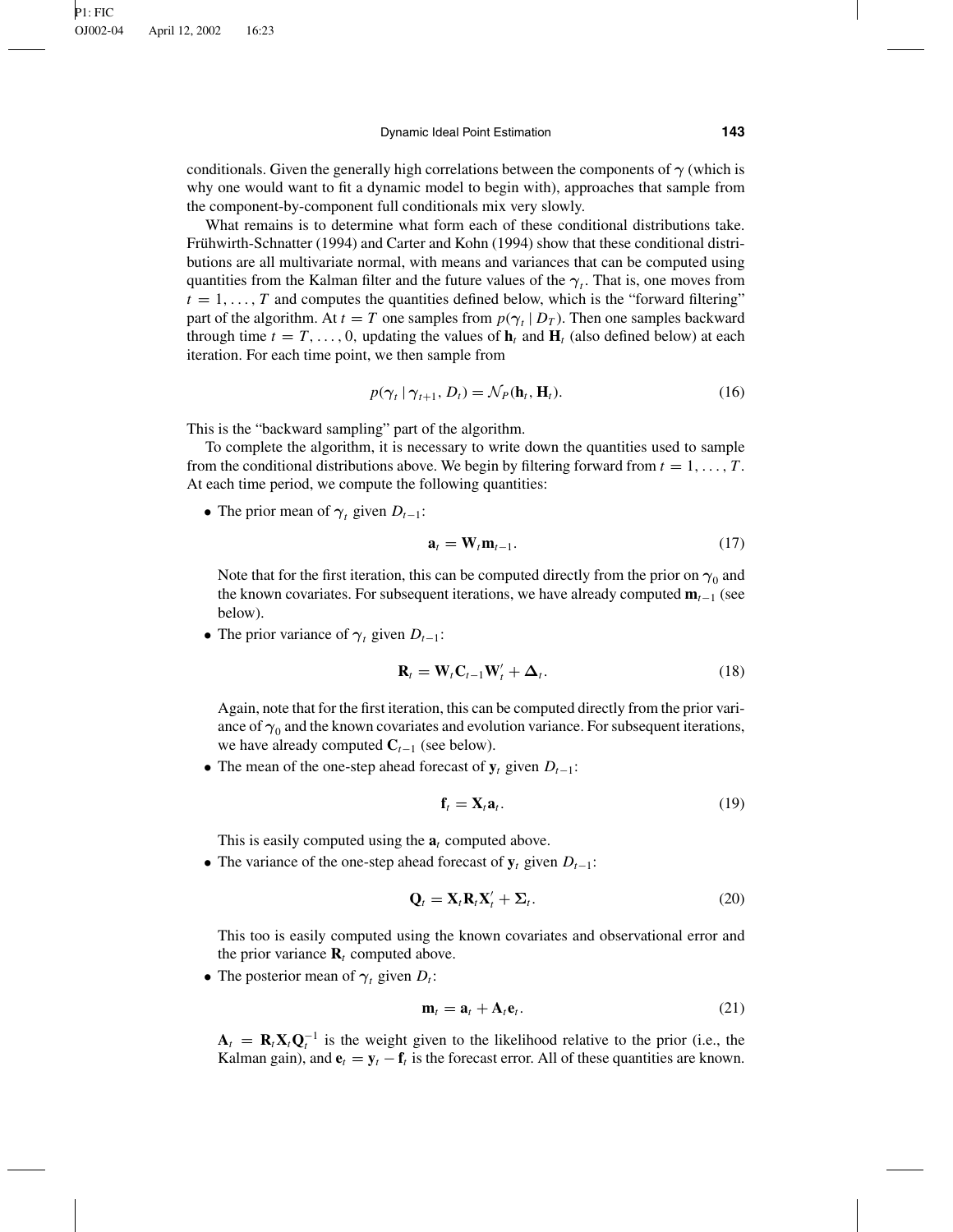conditionals. Given the generally high correlations between the components of $\boldsymbol{\gamma}$ (which is why one would want to fit a dynamic model to begin with), approaches that sample from the component-by-component full conditionals mix very slowly.

What remains is to determine what form each of these conditional distributions take. Frühwirth-Schnatter (1994) and Carter and Kohn (1994) show that these conditional distributions are all multivariate normal, with means and variances that can be computed using quantities from the Kalman filter and the future values of the $\boldsymbol{\gamma}_t$. That is, one moves from $t = 1, \ldots, T$ and computes the quantities defined below, which is the "forward filtering" part of the algorithm. At $t = T$ one samples from $p(\boldsymbol{\gamma}_t \mid D_T)$. Then one samples backward through time $t = T, \ldots, 0$, updating the values of $\mathbf{h}_t$ and $\mathbf{H}_t$ (also defined below) at each iteration. For each time point, we then sample from

$$p(\boldsymbol{\gamma}_t \mid \boldsymbol{\gamma}_{t+1}, D_t) = \mathcal{N}_P(\mathbf{h}_t, \mathbf{H}_t). \tag{16}$$

This is the "backward sampling" part of the algorithm.

To complete the algorithm, it is necessary to write down the quantities used to sample from the conditional distributions above. We begin by filtering forward from $t = 1, \ldots, T$. At each time period, we compute the following quantities:

- The prior mean of $\boldsymbol{\gamma}_t$ given $D_{t-1}$:

  $$\mathbf{a}_t = \mathbf{W}_t \mathbf{m}_{t-1}. \tag{17}$$

  Note that for the first iteration, this can be computed directly from the prior on $\boldsymbol{\gamma}_0$ and the known covariates. For subsequent iterations, we have already computed $\mathbf{m}_{t-1}$ (see below).

- The prior variance of $\boldsymbol{\gamma}_t$ given $D_{t-1}$:

  $$\mathbf{R}_t = \mathbf{W}_t \mathbf{C}_{t-1} \mathbf{W}_t' + \boldsymbol{\Delta}_t. \tag{18}$$

  Again, note that for the first iteration, this can be computed directly from the prior variance of $\boldsymbol{\gamma}_0$ and the known covariates and evolution variance. For subsequent iterations, we have already computed $\mathbf{C}_{t-1}$ (see below).

- The mean of the one-step ahead forecast of $\mathbf{y}_t$ given $D_{t-1}$:

  $$\mathbf{f}_t = \mathbf{X}_t \mathbf{a}_t. \tag{19}$$

  This is easily computed using the $\mathbf{a}_t$ computed above.

- The variance of the one-step ahead forecast of $\mathbf{y}_t$ given $D_{t-1}$:

  $$\mathbf{Q}_t = \mathbf{X}_t \mathbf{R}_t \mathbf{X}_t' + \boldsymbol{\Sigma}_t. \tag{20}$$

  This too is easily computed using the known covariates and observational error and the prior variance $\mathbf{R}_t$ computed above.

- The posterior mean of $\boldsymbol{\gamma}_t$ given $D_t$:

  $$\mathbf{m}_t = \mathbf{a}_t + \mathbf{A}_t \mathbf{e}_t. \tag{21}$$

  $\mathbf{A}_t = \mathbf{R}_t \mathbf{X}_t \mathbf{Q}_t^{-1}$ is the weight given to the likelihood relative to the prior (i.e., the Kalman gain), and $\mathbf{e}_t = \mathbf{y}_t - \mathbf{f}_t$ is the forecast error. All of these quantities are known.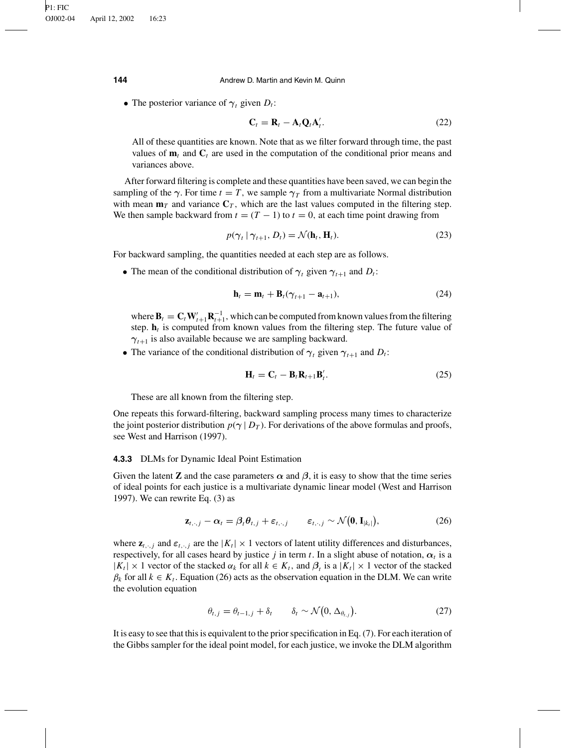- The posterior variance of $\gamma_t$ given $D_t$:

$$\mathbf{C}_t = \mathbf{R}_t - \mathbf{A}_t \mathbf{Q}_t \mathbf{A}_t'. \tag{22}$$

All of these quantities are known. Note that as we filter forward through time, the past values of $\mathbf{m}_t$ and $\mathbf{C}_t$ are used in the computation of the conditional prior means and variances above.

After forward filtering is complete and these quantities have been saved, we can begin the sampling of the $\gamma$. For time $t = T$, we sample $\gamma_T$ from a multivariate Normal distribution with mean $\mathbf{m}_T$ and variance $\mathbf{C}_T$, which are the last values computed in the filtering step. We then sample backward from $t = (T - 1)$ to $t = 0$, at each time point drawing from

$$p(\gamma_t \mid \gamma_{t+1}, D_t) = \mathcal{N}(\mathbf{h}_t, \mathbf{H}_t). \tag{23}$$

For backward sampling, the quantities needed at each step are as follows.

- The mean of the conditional distribution of $\gamma_t$ given $\gamma_{t+1}$ and $D_t$:

$$\mathbf{h}_t = \mathbf{m}_t + \mathbf{B}_t(\gamma_{t+1} - \mathbf{a}_{t+1}), \tag{24}$$

where $\mathbf{B}_t = \mathbf{C}_t \mathbf{W}_{t+1}' \mathbf{R}_{t+1}^{-1}$, which can be computed from known values from the filtering step. $\mathbf{h}_t$ is computed from known values from the filtering step. The future value of $\gamma_{t+1}$ is also available because we are sampling backward.

- The variance of the conditional distribution of $\gamma_t$ given $\gamma_{t+1}$ and $D_t$:

$$\mathbf{H}_t = \mathbf{C}_t - \mathbf{B}_t \mathbf{R}_{t+1} \mathbf{B}_t'. \tag{25}$$

These are all known from the filtering step.

One repeats this forward-filtering, backward sampling process many times to characterize the joint posterior distribution $p(\gamma \mid D_T)$. For derivations of the above formulas and proofs, see West and Harrison (1997).

### 4.3.3 DLMs for Dynamic Ideal Point Estimation

Given the latent $\mathbf{Z}$ and the case parameters $\alpha$ and $\beta$, it is easy to show that the time series of ideal points for each justice is a multivariate dynamic linear model (West and Harrison 1997). We can rewrite Eq. (3) as

$$\mathbf{z}_{t,\cdot,j} - \alpha_t = \beta_t \theta_{t,j} + \varepsilon_{t,\cdot,j} \qquad \varepsilon_{t,\cdot,j} \sim \mathcal{N}\big(\mathbf{0}, \mathbf{I}_{|k_t|}\big), \tag{26}$$

where $\mathbf{z}_{t,\cdot,j}$ and $\varepsilon_{t,\cdot,j}$ are the $|K_t| \times 1$ vectors of latent utility differences and disturbances, respectively, for all cases heard by justice $j$ in term $t$. In a slight abuse of notation, $\alpha_t$ is a $|K_t| \times 1$ vector of the stacked $\alpha_k$ for all $k \in K_t$, and $\beta_t$ is a $|K_t| \times 1$ vector of the stacked $\beta_k$ for all $k \in K_t$. Equation (26) acts as the observation equation in the DLM. We can write the evolution equation

$$\theta_{t,j} = \theta_{t-1,j} + \delta_t \qquad \delta_t \sim \mathcal{N}\big(0, \Delta_{\theta_{t,j}}\big). \tag{27}$$

It is easy to see that this is equivalent to the prior specification in Eq. (7). For each iteration of the Gibbs sampler for the ideal point model, for each justice, we invoke the DLM algorithm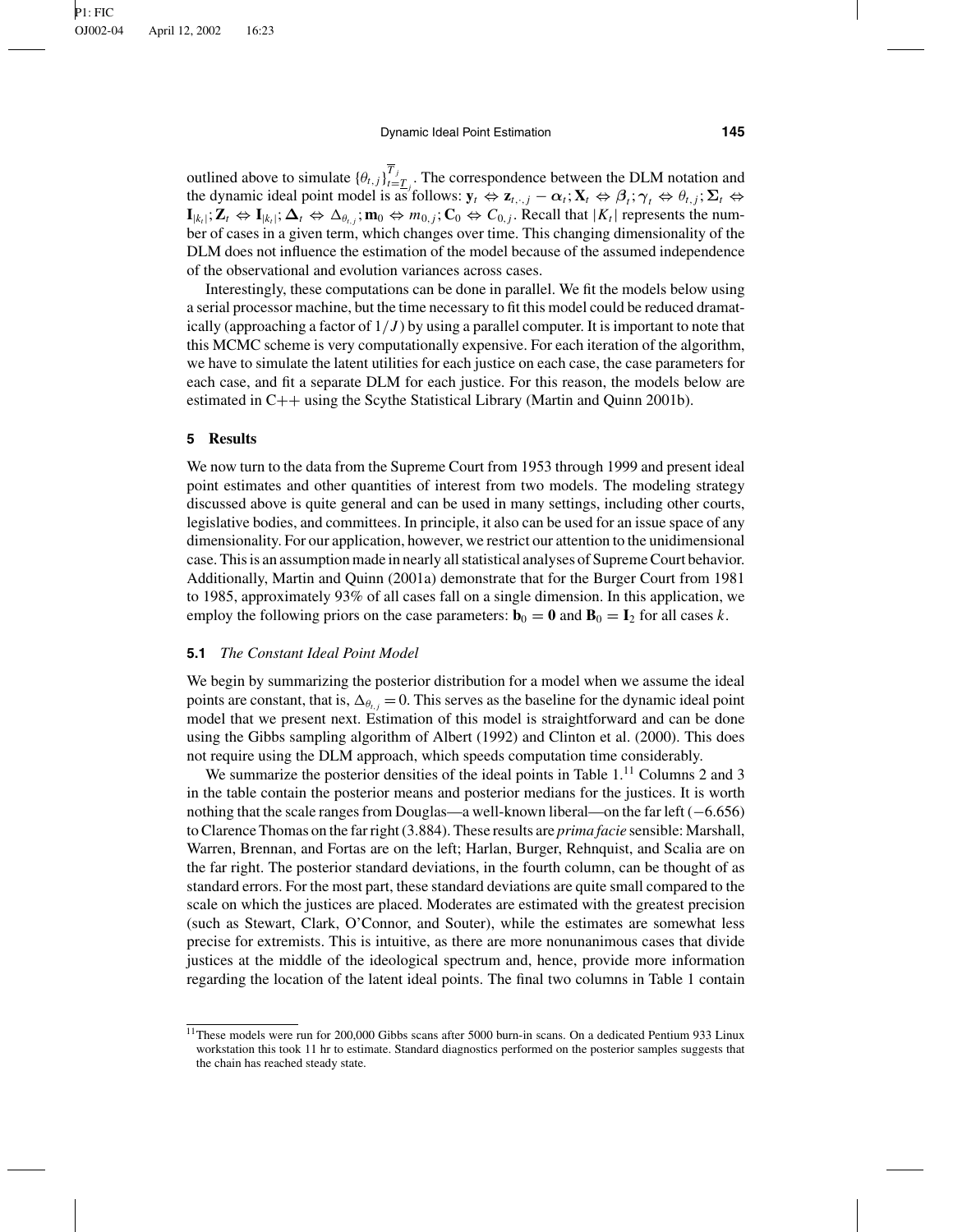outlined above to simulate $\{\theta_{t,j}\}_{t=\underline{T}_j}^{\overline{T}_j}$. The correspondence between the DLM notation and the dynamic ideal point model is as follows: $\mathbf{y}_t \Leftrightarrow \mathbf{z}_{t,\cdot,j} - \boldsymbol{\alpha}_t; \mathbf{X}_t \Leftrightarrow \boldsymbol{\beta}_t; \gamma_t \Leftrightarrow \theta_{t,j}; \boldsymbol{\Sigma}_t \Leftrightarrow \mathbf{I}_{|k_t|}; \mathbf{Z}_t \Leftrightarrow \mathbf{I}_{|k_t|}; \boldsymbol{\Delta}_t \Leftrightarrow \Delta_{\theta_{t,j}}; \mathbf{m}_0 \Leftrightarrow m_{0,j}; \mathbf{C}_0 \Leftrightarrow C_{0,j}$. Recall that $|K_t|$ represents the number of cases in a given term, which changes over time. This changing dimensionality of the DLM does not influence the estimation of the model because of the assumed independence of the observational and evolution variances across cases.

Interestingly, these computations can be done in parallel. We fit the models below using a serial processor machine, but the time necessary to fit this model could be reduced dramatically (approaching a factor of $1/J$) by using a parallel computer. It is important to note that this MCMC scheme is very computationally expensive. For each iteration of the algorithm, we have to simulate the latent utilities for each justice on each case, the case parameters for each case, and fit a separate DLM for each justice. For this reason, the models below are estimated in C++ using the Scythe Statistical Library (Martin and Quinn 2001b).

## 5 Results

We now turn to the data from the Supreme Court from 1953 through 1999 and present ideal point estimates and other quantities of interest from two models. The modeling strategy discussed above is quite general and can be used in many settings, including other courts, legislative bodies, and committees. In principle, it also can be used for an issue space of any dimensionality. For our application, however, we restrict our attention to the unidimensional case. This is an assumption made in nearly all statistical analyses of Supreme Court behavior. Additionally, Martin and Quinn (2001a) demonstrate that for the Burger Court from 1981 to 1985, approximately 93% of all cases fall on a single dimension. In this application, we employ the following priors on the case parameters: $\mathbf{b}_0 = \mathbf{0}$ and $\mathbf{B}_0 = \mathbf{I}_2$ for all cases $k$.

### 5.1 *The Constant Ideal Point Model*

We begin by summarizing the posterior distribution for a model when we assume the ideal points are constant, that is, $\Delta_{\theta_{t,j}} = 0$. This serves as the baseline for the dynamic ideal point model that we present next. Estimation of this model is straightforward and can be done using the Gibbs sampling algorithm of Albert (1992) and Clinton et al. (2000). This does not require using the DLM approach, which speeds computation time considerably.

We summarize the posterior densities of the ideal points in Table 1.[11] Columns 2 and 3 in the table contain the posterior means and posterior medians for the justices. It is worth nothing that the scale ranges from Douglas—a well-known liberal—on the far left ($-6.656$) to Clarence Thomas on the far right (3.884). These results are *prima facie* sensible: Marshall, Warren, Brennan, and Fortas are on the left; Harlan, Burger, Rehnquist, and Scalia are on the far right. The posterior standard deviations, in the fourth column, can be thought of as standard errors. For the most part, these standard deviations are quite small compared to the scale on which the justices are placed. Moderates are estimated with the greatest precision (such as Stewart, Clark, O'Connor, and Souter), while the estimates are somewhat less precise for extremists. This is intuitive, as there are more nonunanimous cases that divide justices at the middle of the ideological spectrum and, hence, provide more information regarding the location of the latent ideal points. The final two columns in Table 1 contain

[11] These models were run for 200,000 Gibbs scans after 5000 burn-in scans. On a dedicated Pentium 933 Linux workstation this took 11 hr to estimate. Standard diagnostics performed on the posterior samples suggests that the chain has reached steady state.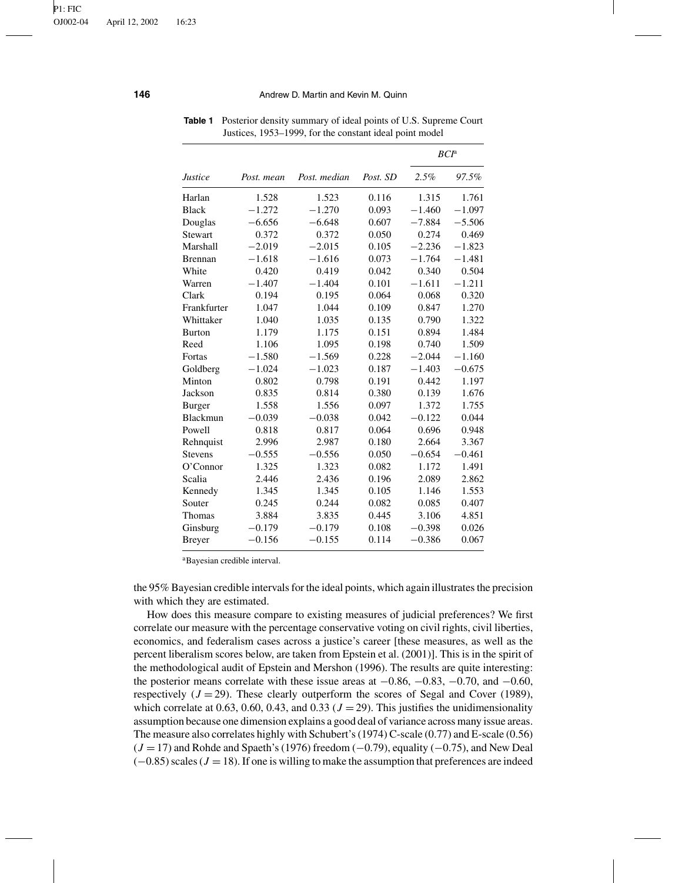**Table 1** Posterior density summary of ideal points of U.S. Supreme Court Justices, 1953–1999, for the constant ideal point model

| *Justice* | *Post. mean* | *Post. median* | *Post. SD* | *BCI*[a] *2.5%* | *97.5%* |
|---|---|---|---|---|---|
| Harlan | 1.528 | 1.523 | 0.116 | 1.315 | 1.761 |
| Black | −1.272 | −1.270 | 0.093 | −1.460 | −1.097 |
| Douglas | −6.656 | −6.648 | 0.607 | −7.884 | −5.506 |
| Stewart | 0.372 | 0.372 | 0.050 | 0.274 | 0.469 |
| Marshall | −2.019 | −2.015 | 0.105 | −2.236 | −1.823 |
| Brennan | −1.618 | −1.616 | 0.073 | −1.764 | −1.481 |
| White | 0.420 | 0.419 | 0.042 | 0.340 | 0.504 |
| Warren | −1.407 | −1.404 | 0.101 | −1.611 | −1.211 |
| Clark | 0.194 | 0.195 | 0.064 | 0.068 | 0.320 |
| Frankfurter | 1.047 | 1.044 | 0.109 | 0.847 | 1.270 |
| Whittaker | 1.040 | 1.035 | 0.135 | 0.790 | 1.322 |
| Burton | 1.179 | 1.175 | 0.151 | 0.894 | 1.484 |
| Reed | 1.106 | 1.095 | 0.198 | 0.740 | 1.509 |
| Fortas | −1.580 | −1.569 | 0.228 | −2.044 | −1.160 |
| Goldberg | −1.024 | −1.023 | 0.187 | −1.403 | −0.675 |
| Minton | 0.802 | 0.798 | 0.191 | 0.442 | 1.197 |
| Jackson | 0.835 | 0.814 | 0.380 | 0.139 | 1.676 |
| Burger | 1.558 | 1.556 | 0.097 | 1.372 | 1.755 |
| Blackmun | −0.039 | −0.038 | 0.042 | −0.122 | 0.044 |
| Powell | 0.818 | 0.817 | 0.064 | 0.696 | 0.948 |
| Rehnquist | 2.996 | 2.987 | 0.180 | 2.664 | 3.367 |
| Stevens | −0.555 | −0.556 | 0.050 | −0.654 | −0.461 |
| O'Connor | 1.325 | 1.323 | 0.082 | 1.172 | 1.491 |
| Scalia | 2.446 | 2.436 | 0.196 | 2.089 | 2.862 |
| Kennedy | 1.345 | 1.345 | 0.105 | 1.146 | 1.553 |
| Souter | 0.245 | 0.244 | 0.082 | 0.085 | 0.407 |
| Thomas | 3.884 | 3.835 | 0.445 | 3.106 | 4.851 |
| Ginsburg | −0.179 | −0.179 | 0.108 | −0.398 | 0.026 |
| Breyer | −0.156 | −0.155 | 0.114 | −0.386 | 0.067 |

[a]Bayesian credible interval.

the 95% Bayesian credible intervals for the ideal points, which again illustrates the precision with which they are estimated.

How does this measure compare to existing measures of judicial preferences? We first correlate our measure with the percentage conservative voting on civil rights, civil liberties, economics, and federalism cases across a justice's career [these measures, as well as the percent liberalism scores below, are taken from Epstein et al. (2001)]. This is in the spirit of the methodological audit of Epstein and Mershon (1996). The results are quite interesting: the posterior means correlate with these issue areas at −0.86, −0.83, −0.70, and −0.60, respectively ($J = 29$). These clearly outperform the scores of Segal and Cover (1989), which correlate at 0.63, 0.60, 0.43, and 0.33 ($J = 29$). This justifies the unidimensionality assumption because one dimension explains a good deal of variance across many issue areas. The measure also correlates highly with Schubert's (1974) C-scale (0.77) and E-scale (0.56) ($J = 17$) and Rohde and Spaeth's (1976) freedom (−0.79), equality (−0.75), and New Deal (−0.85) scales ($J = 18$). If one is willing to make the assumption that preferences are indeed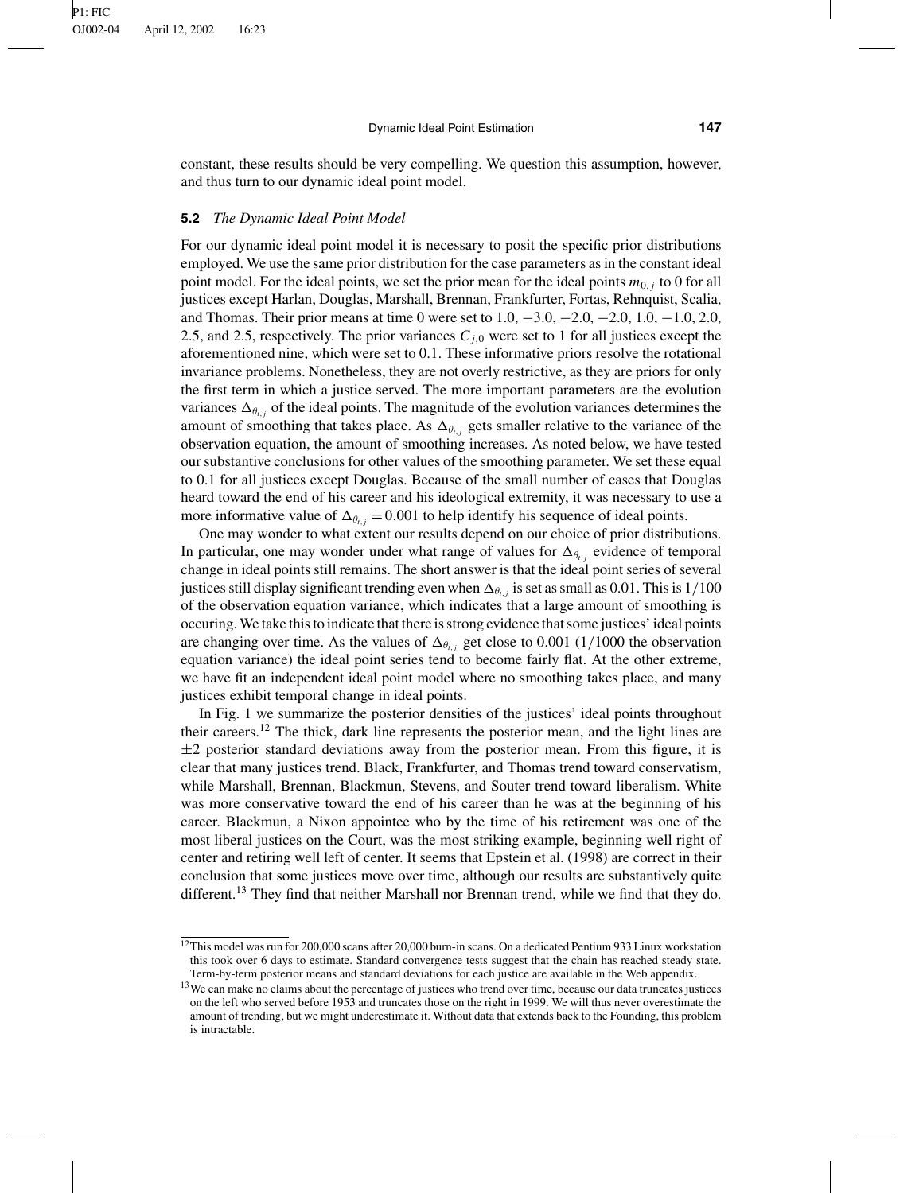constant, these results should be very compelling. We question this assumption, however, and thus turn to our dynamic ideal point model.

### 5.2 *The Dynamic Ideal Point Model*

For our dynamic ideal point model it is necessary to posit the specific prior distributions employed. We use the same prior distribution for the case parameters as in the constant ideal point model. For the ideal points, we set the prior mean for the ideal points $m_{0,j}$ to 0 for all justices except Harlan, Douglas, Marshall, Brennan, Frankfurter, Fortas, Rehnquist, Scalia, and Thomas. Their prior means at time 0 were set to 1.0, −3.0, −2.0, −2.0, 1.0, −1.0, 2.0, 2.5, and 2.5, respectively. The prior variances $C_{j,0}$ were set to 1 for all justices except the aforementioned nine, which were set to 0.1. These informative priors resolve the rotational invariance problems. Nonetheless, they are not overly restrictive, as they are priors for only the first term in which a justice served. The more important parameters are the evolution variances $\Delta_{\theta_{t,j}}$ of the ideal points. The magnitude of the evolution variances determines the amount of smoothing that takes place. As $\Delta_{\theta_{t,j}}$ gets smaller relative to the variance of the observation equation, the amount of smoothing increases. As noted below, we have tested our substantive conclusions for other values of the smoothing parameter. We set these equal to 0.1 for all justices except Douglas. Because of the small number of cases that Douglas heard toward the end of his career and his ideological extremity, it was necessary to use a more informative value of $\Delta_{\theta_{t,j}} = 0.001$ to help identify his sequence of ideal points.

One may wonder to what extent our results depend on our choice of prior distributions. In particular, one may wonder under what range of values for $\Delta_{\theta_{t,j}}$ evidence of temporal change in ideal points still remains. The short answer is that the ideal point series of several justices still display significant trending even when $\Delta_{\theta_{t,j}}$ is set as small as 0.01. This is $1/100$ of the observation equation variance, which indicates that a large amount of smoothing is occuring. We take this to indicate that there is strong evidence that some justices' ideal points are changing over time. As the values of $\Delta_{\theta_{t,j}}$ get close to 0.001 ($1/1000$ the observation equation variance) the ideal point series tend to become fairly flat. At the other extreme, we have fit an independent ideal point model where no smoothing takes place, and many justices exhibit temporal change in ideal points.

In Fig. 1 we summarize the posterior densities of the justices' ideal points throughout their careers.[12] The thick, dark line represents the posterior mean, and the light lines are $\pm 2$ posterior standard deviations away from the posterior mean. From this figure, it is clear that many justices trend. Black, Frankfurter, and Thomas trend toward conservatism, while Marshall, Brennan, Blackmun, Stevens, and Souter trend toward liberalism. White was more conservative toward the end of his career than he was at the beginning of his career. Blackmun, a Nixon appointee who by the time of his retirement was one of the most liberal justices on the Court, was the most striking example, beginning well right of center and retiring well left of center. It seems that Epstein et al. (1998) are correct in their conclusion that some justices move over time, although our results are substantively quite different.[13] They find that neither Marshall nor Brennan trend, while we find that they do.

[12] This model was run for 200,000 scans after 20,000 burn-in scans. On a dedicated Pentium 933 Linux workstation this took over 6 days to estimate. Standard convergence tests suggest that the chain has reached steady state. Term-by-term posterior means and standard deviations for each justice are available in the Web appendix.

[13] We can make no claims about the percentage of justices who trend over time, because our data truncates justices on the left who served before 1953 and truncates those on the right in 1999. We will thus never overestimate the amount of trending, but we might underestimate it. Without data that extends back to the Founding, this problem is intractable.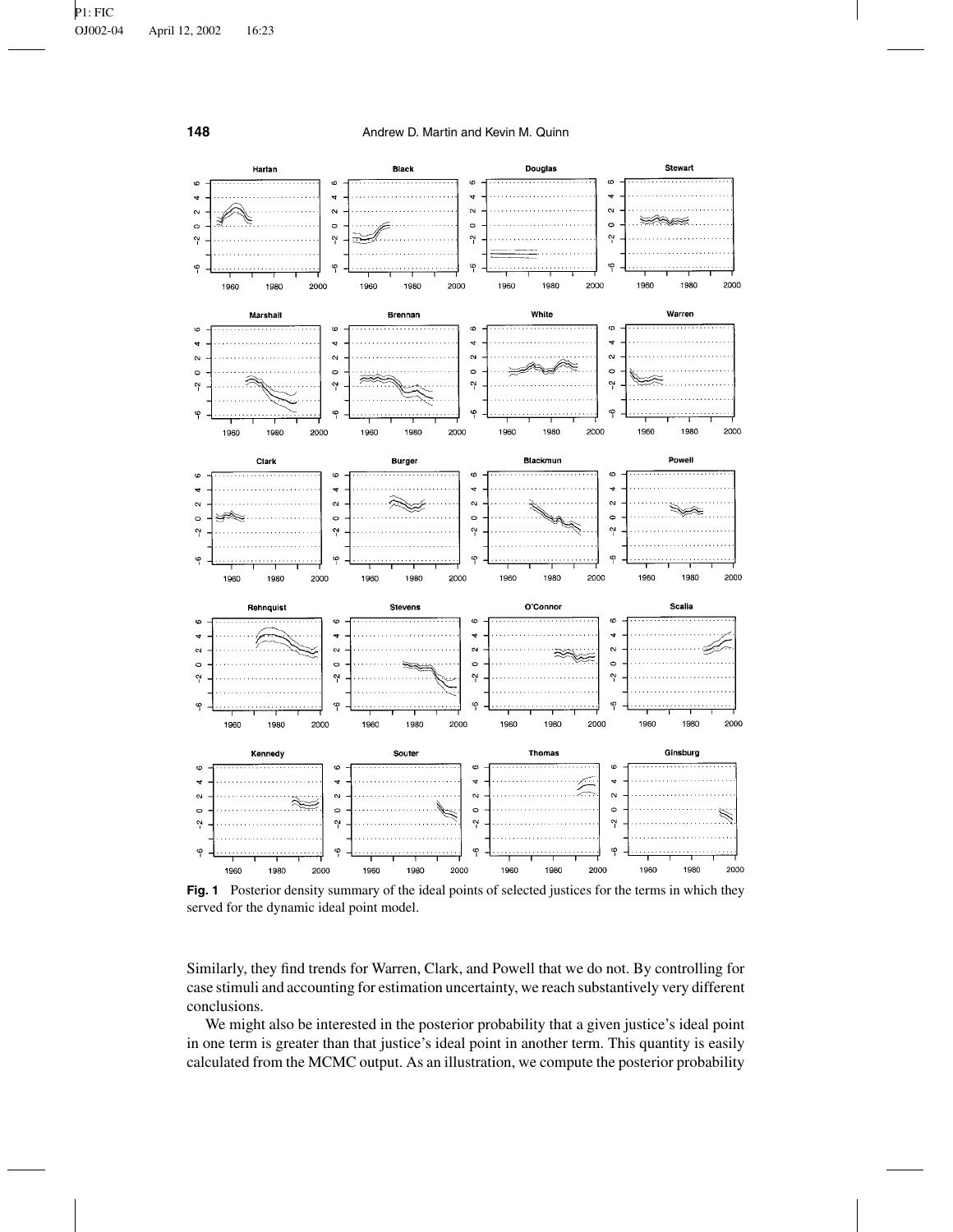**Fig. 1** Posterior density summary of the ideal points of selected justices for the terms in which they served for the dynamic ideal point model.

Similarly, they find trends for Warren, Clark, and Powell that we do not. By controlling for case stimuli and accounting for estimation uncertainty, we reach substantively very different conclusions.

We might also be interested in the posterior probability that a given justice's ideal point in one term is greater than that justice's ideal point in another term. This quantity is easily calculated from the MCMC output. As an illustration, we compute the posterior probability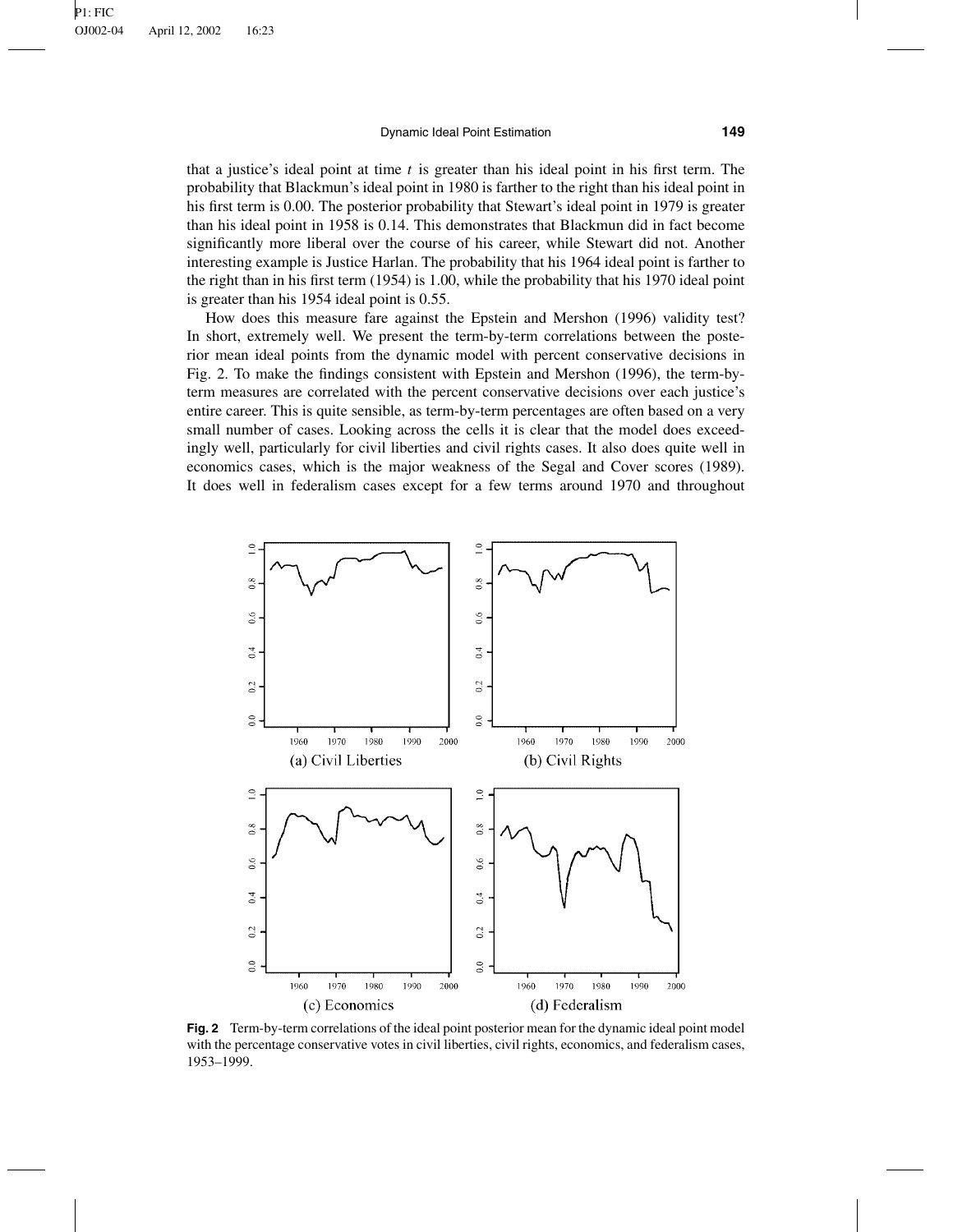that a justice's ideal point at time $t$ is greater than his ideal point in his first term. The probability that Blackmun's ideal point in 1980 is farther to the right than his ideal point in his first term is 0.00. The posterior probability that Stewart's ideal point in 1979 is greater than his ideal point in 1958 is 0.14. This demonstrates that Blackmun did in fact become significantly more liberal over the course of his career, while Stewart did not. Another interesting example is Justice Harlan. The probability that his 1964 ideal point is farther to the right than in his first term (1954) is 1.00, while the probability that his 1970 ideal point is greater than his 1954 ideal point is 0.55.

How does this measure fare against the Epstein and Mershon (1996) validity test? In short, extremely well. We present the term-by-term correlations between the posterior mean ideal points from the dynamic model with percent conservative decisions in Fig. 2. To make the findings consistent with Epstein and Mershon (1996), the term-by-term measures are correlated with the percent conservative decisions over each justice's entire career. This is quite sensible, as term-by-term percentages are often based on a very small number of cases. Looking across the cells it is clear that the model does exceedingly well, particularly for civil liberties and civil rights cases. It also does quite well in economics cases, which is the major weakness of the Segal and Cover scores (1989). It does well in federalism cases except for a few terms around 1970 and throughout

(a) Civil Liberties

(b) Civil Rights

(c) Economics

(d) Federalism

**Fig. 2** Term-by-term correlations of the ideal point posterior mean for the dynamic ideal point model with the percentage conservative votes in civil liberties, civil rights, economics, and federalism cases, 1953–1999.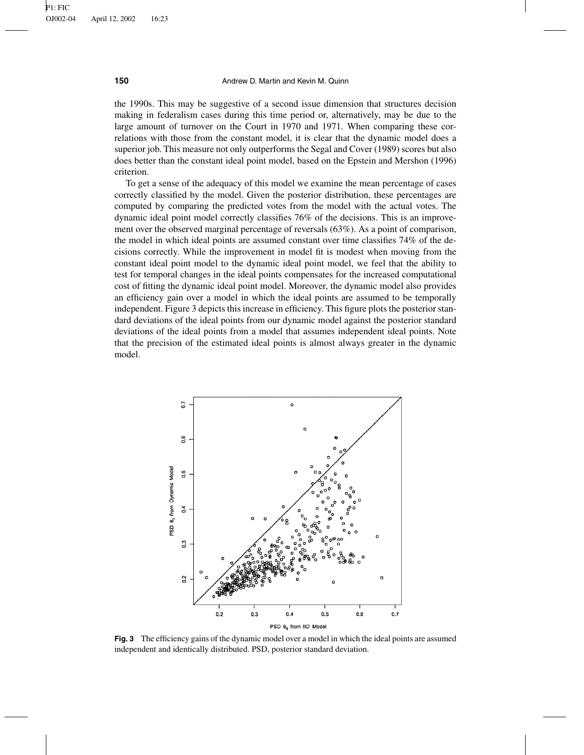the 1990s. This may be suggestive of a second issue dimension that structures decision making in federalism cases during this time period or, alternatively, may be due to the large amount of turnover on the Court in 1970 and 1971. When comparing these correlations with those from the constant model, it is clear that the dynamic model does a superior job. This measure not only outperforms the Segal and Cover (1989) scores but also does better than the constant ideal point model, based on the Epstein and Mershon (1996) criterion.

To get a sense of the adequacy of this model we examine the mean percentage of cases correctly classified by the model. Given the posterior distribution, these percentages are computed by comparing the predicted votes from the model with the actual votes. The dynamic ideal point model correctly classifies 76% of the decisions. This is an improvement over the observed marginal percentage of reversals (63%). As a point of comparison, the model in which ideal points are assumed constant over time classifies 74% of the decisions correctly. While the improvement in model fit is modest when moving from the constant ideal point model to the dynamic ideal point model, we feel that the ability to test for temporal changes in the ideal points compensates for the increased computational cost of fitting the dynamic ideal point model. Moreover, the dynamic model also provides an efficiency gain over a model in which the ideal points are assumed to be temporally independent. Figure 3 depicts this increase in efficiency. This figure plots the posterior standard deviations of the ideal points from our dynamic model against the posterior standard deviations of the ideal points from a model that assumes independent ideal points. Note that the precision of the estimated ideal points is almost always greater in the dynamic model.

**Fig. 3** The efficiency gains of the dynamic model over a model in which the ideal points are assumed independent and identically distributed. PSD, posterior standard deviation.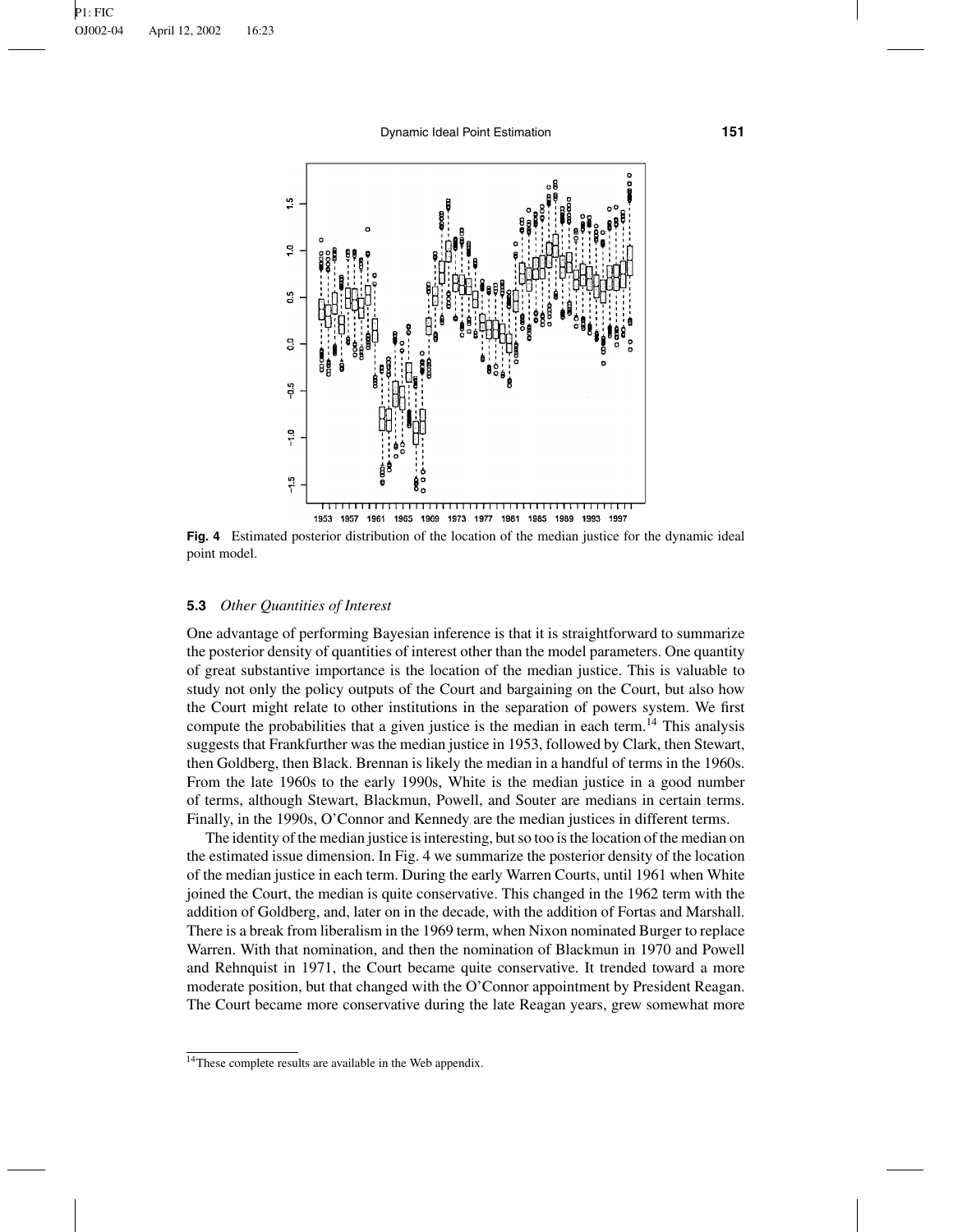**Fig. 4** Estimated posterior distribution of the location of the median justice for the dynamic ideal point model.

### 5.3 *Other Quantities of Interest*

One advantage of performing Bayesian inference is that it is straightforward to summarize the posterior density of quantities of interest other than the model parameters. One quantity of great substantive importance is the location of the median justice. This is valuable to study not only the policy outputs of the Court and bargaining on the Court, but also how the Court might relate to other institutions in the separation of powers system. We first compute the probabilities that a given justice is the median in each term.[14] This analysis suggests that Frankfurther was the median justice in 1953, followed by Clark, then Stewart, then Goldberg, then Black. Brennan is likely the median in a handful of terms in the 1960s. From the late 1960s to the early 1990s, White is the median justice in a good number of terms, although Stewart, Blackmun, Powell, and Souter are medians in certain terms. Finally, in the 1990s, O'Connor and Kennedy are the median justices in different terms.

The identity of the median justice is interesting, but so too is the location of the median on the estimated issue dimension. In Fig. 4 we summarize the posterior density of the location of the median justice in each term. During the early Warren Courts, until 1961 when White joined the Court, the median is quite conservative. This changed in the 1962 term with the addition of Goldberg, and, later on in the decade, with the addition of Fortas and Marshall. There is a break from liberalism in the 1969 term, when Nixon nominated Burger to replace Warren. With that nomination, and then the nomination of Blackmun in 1970 and Powell and Rehnquist in 1971, the Court became quite conservative. It trended toward a more moderate position, but that changed with the O'Connor appointment by President Reagan. The Court became more conservative during the late Reagan years, grew somewhat more

[14] These complete results are available in the Web appendix.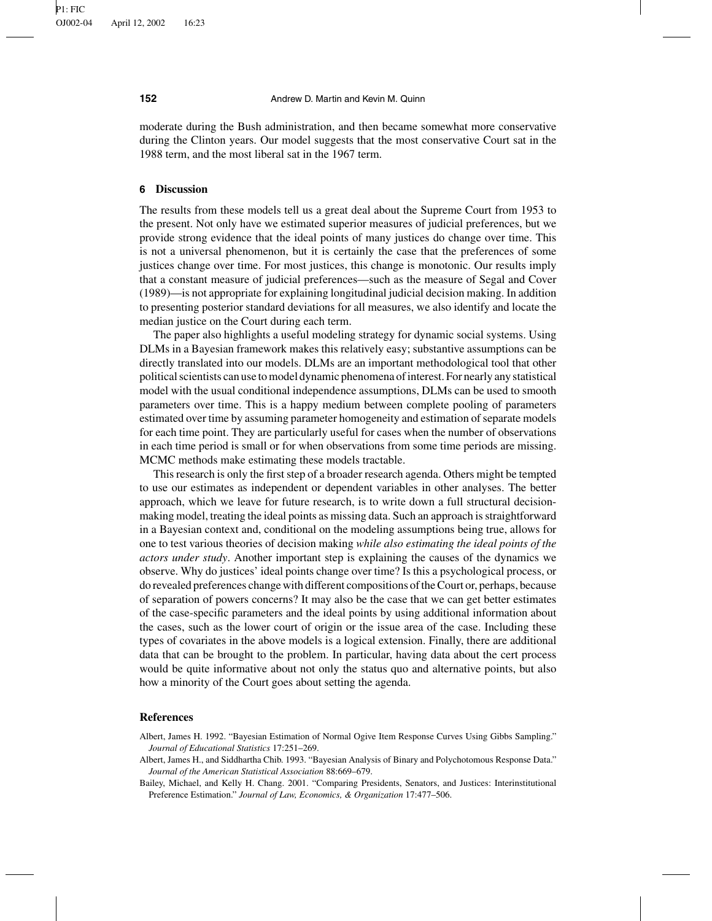moderate during the Bush administration, and then became somewhat more conservative during the Clinton years. Our model suggests that the most conservative Court sat in the 1988 term, and the most liberal sat in the 1967 term.

## 6 Discussion

The results from these models tell us a great deal about the Supreme Court from 1953 to the present. Not only have we estimated superior measures of judicial preferences, but we provide strong evidence that the ideal points of many justices do change over time. This is not a universal phenomenon, but it is certainly the case that the preferences of some justices change over time. For most justices, this change is monotonic. Our results imply that a constant measure of judicial preferences—such as the measure of Segal and Cover (1989)—is not appropriate for explaining longitudinal judicial decision making. In addition to presenting posterior standard deviations for all measures, we also identify and locate the median justice on the Court during each term.

The paper also highlights a useful modeling strategy for dynamic social systems. Using DLMs in a Bayesian framework makes this relatively easy; substantive assumptions can be directly translated into our models. DLMs are an important methodological tool that other political scientists can use to model dynamic phenomena of interest. For nearly any statistical model with the usual conditional independence assumptions, DLMs can be used to smooth parameters over time. This is a happy medium between complete pooling of parameters estimated over time by assuming parameter homogeneity and estimation of separate models for each time point. They are particularly useful for cases when the number of observations in each time period is small or for when observations from some time periods are missing. MCMC methods make estimating these models tractable.

This research is only the first step of a broader research agenda. Others might be tempted to use our estimates as independent or dependent variables in other analyses. The better approach, which we leave for future research, is to write down a full structural decision-making model, treating the ideal points as missing data. Such an approach is straightforward in a Bayesian context and, conditional on the modeling assumptions being true, allows for one to test various theories of decision making *while also estimating the ideal points of the actors under study*. Another important step is explaining the causes of the dynamics we observe. Why do justices' ideal points change over time? Is this a psychological process, or do revealed preferences change with different compositions of the Court or, perhaps, because of separation of powers concerns? It may also be the case that we can get better estimates of the case-specific parameters and the ideal points by using additional information about the cases, such as the lower court of origin or the issue area of the case. Including these types of covariates in the above models is a logical extension. Finally, there are additional data that can be brought to the problem. In particular, having data about the cert process would be quite informative about not only the status quo and alternative points, but also how a minority of the Court goes about setting the agenda.

## References

Albert, James H. 1992. "Bayesian Estimation of Normal Ogive Item Response Curves Using Gibbs Sampling." *Journal of Educational Statistics* 17:251–269.

Albert, James H., and Siddhartha Chib. 1993. "Bayesian Analysis of Binary and Polychotomous Response Data." *Journal of the American Statistical Association* 88:669–679.

Bailey, Michael, and Kelly H. Chang. 2001. "Comparing Presidents, Senators, and Justices: Interinstitutional Preference Estimation." *Journal of Law, Economics, & Organization* 17:477–506.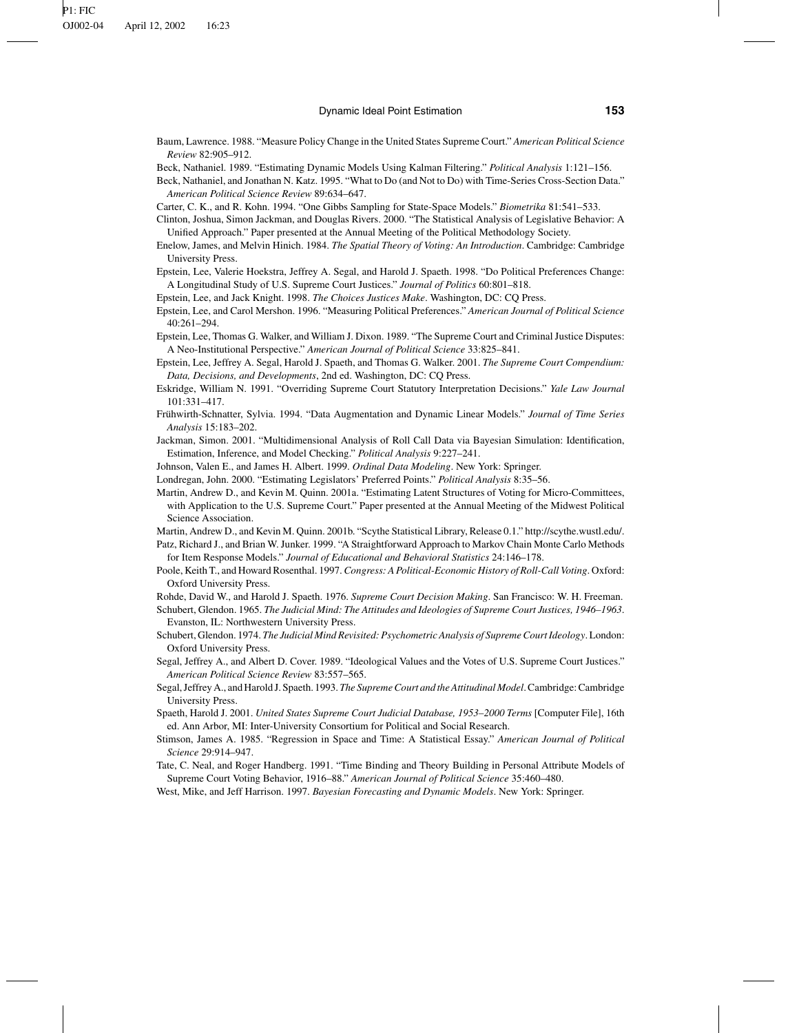Baum, Lawrence. 1988. "Measure Policy Change in the United States Supreme Court." *American Political Science Review* 82:905–912.

Beck, Nathaniel. 1989. "Estimating Dynamic Models Using Kalman Filtering." *Political Analysis* 1:121–156.

Beck, Nathaniel, and Jonathan N. Katz. 1995. "What to Do (and Not to Do) with Time-Series Cross-Section Data." *American Political Science Review* 89:634–647.

Carter, C. K., and R. Kohn. 1994. "One Gibbs Sampling for State-Space Models." *Biometrika* 81:541–533.

Clinton, Joshua, Simon Jackman, and Douglas Rivers. 2000. "The Statistical Analysis of Legislative Behavior: A Unified Approach." Paper presented at the Annual Meeting of the Political Methodology Society.

Enelow, James, and Melvin Hinich. 1984. *The Spatial Theory of Voting: An Introduction*. Cambridge: Cambridge University Press.

Epstein, Lee, Valerie Hoekstra, Jeffrey A. Segal, and Harold J. Spaeth. 1998. "Do Political Preferences Change: A Longitudinal Study of U.S. Supreme Court Justices." *Journal of Politics* 60:801–818.

Epstein, Lee, and Jack Knight. 1998. *The Choices Justices Make*. Washington, DC: CQ Press.

Epstein, Lee, and Carol Mershon. 1996. "Measuring Political Preferences." *American Journal of Political Science* 40:261–294.

Epstein, Lee, Thomas G. Walker, and William J. Dixon. 1989. "The Supreme Court and Criminal Justice Disputes: A Neo-Institutional Perspective." *American Journal of Political Science* 33:825–841.

Epstein, Lee, Jeffrey A. Segal, Harold J. Spaeth, and Thomas G. Walker. 2001. *The Supreme Court Compendium: Data, Decisions, and Developments*, 2nd ed. Washington, DC: CQ Press.

Eskridge, William N. 1991. "Overriding Supreme Court Statutory Interpretation Decisions." *Yale Law Journal* 101:331–417.

Frühwirth-Schnatter, Sylvia. 1994. "Data Augmentation and Dynamic Linear Models." *Journal of Time Series Analysis* 15:183–202.

Jackman, Simon. 2001. "Multidimensional Analysis of Roll Call Data via Bayesian Simulation: Identification, Estimation, Inference, and Model Checking." *Political Analysis* 9:227–241.

Johnson, Valen E., and James H. Albert. 1999. *Ordinal Data Modeling*. New York: Springer.

Londregan, John. 2000. "Estimating Legislators' Preferred Points." *Political Analysis* 8:35–56.

Martin, Andrew D., and Kevin M. Quinn. 2001a. "Estimating Latent Structures of Voting for Micro-Committees, with Application to the U.S. Supreme Court." Paper presented at the Annual Meeting of the Midwest Political Science Association.

Martin, Andrew D., and Kevin M. Quinn. 2001b. "Scythe Statistical Library, Release 0.1." http://scythe.wustl.edu/.

Patz, Richard J., and Brian W. Junker. 1999. "A Straightforward Approach to Markov Chain Monte Carlo Methods for Item Response Models." *Journal of Educational and Behavioral Statistics* 24:146–178.

Poole, Keith T., and Howard Rosenthal. 1997. *Congress: A Political-Economic History of Roll-Call Voting*. Oxford: Oxford University Press.

Rohde, David W., and Harold J. Spaeth. 1976. *Supreme Court Decision Making*. San Francisco: W. H. Freeman.

Schubert, Glendon. 1965. *The Judicial Mind: The Attitudes and Ideologies of Supreme Court Justices, 1946–1963*. Evanston, IL: Northwestern University Press.

Schubert, Glendon. 1974. *The Judicial Mind Revisited: Psychometric Analysis of Supreme Court Ideology*. London: Oxford University Press.

Segal, Jeffrey A., and Albert D. Cover. 1989. "Ideological Values and the Votes of U.S. Supreme Court Justices." *American Political Science Review* 83:557–565.

Segal, Jeffrey A., and Harold J. Spaeth. 1993. *The Supreme Court and the Attitudinal Model*. Cambridge: Cambridge University Press.

Spaeth, Harold J. 2001. *United States Supreme Court Judicial Database, 1953–2000 Terms* [Computer File], 16th ed. Ann Arbor, MI: Inter-University Consortium for Political and Social Research.

Stimson, James A. 1985. "Regression in Space and Time: A Statistical Essay." *American Journal of Political Science* 29:914–947.

Tate, C. Neal, and Roger Handberg. 1991. "Time Binding and Theory Building in Personal Attribute Models of Supreme Court Voting Behavior, 1916–88." *American Journal of Political Science* 35:460–480.

West, Mike, and Jeff Harrison. 1997. *Bayesian Forecasting and Dynamic Models*. New York: Springer.